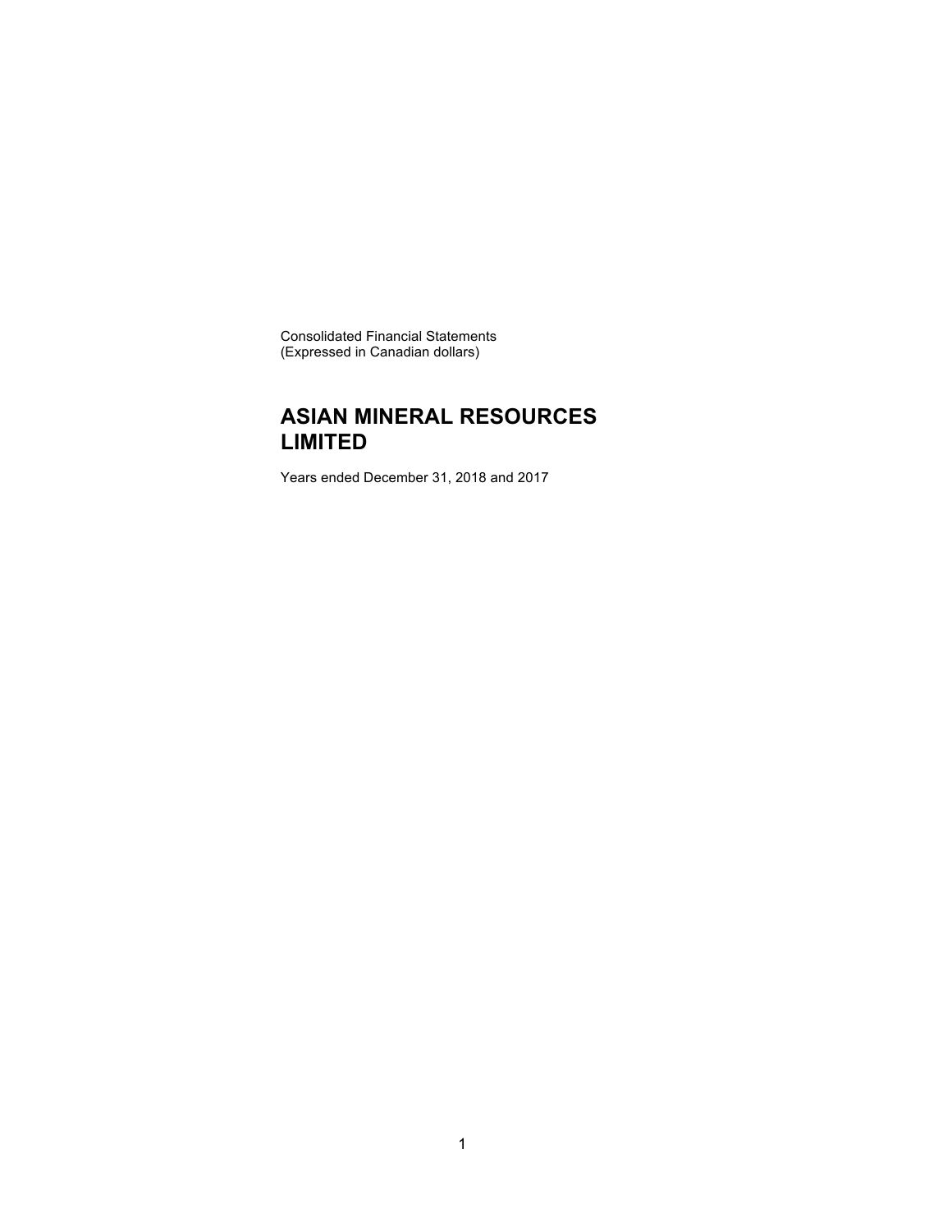Consolidated Financial Statements
(Expressed in Canadian dollars)

# ASIAN MINERAL RESOURCES LIMITED

Years ended December 31, 2018 and 2017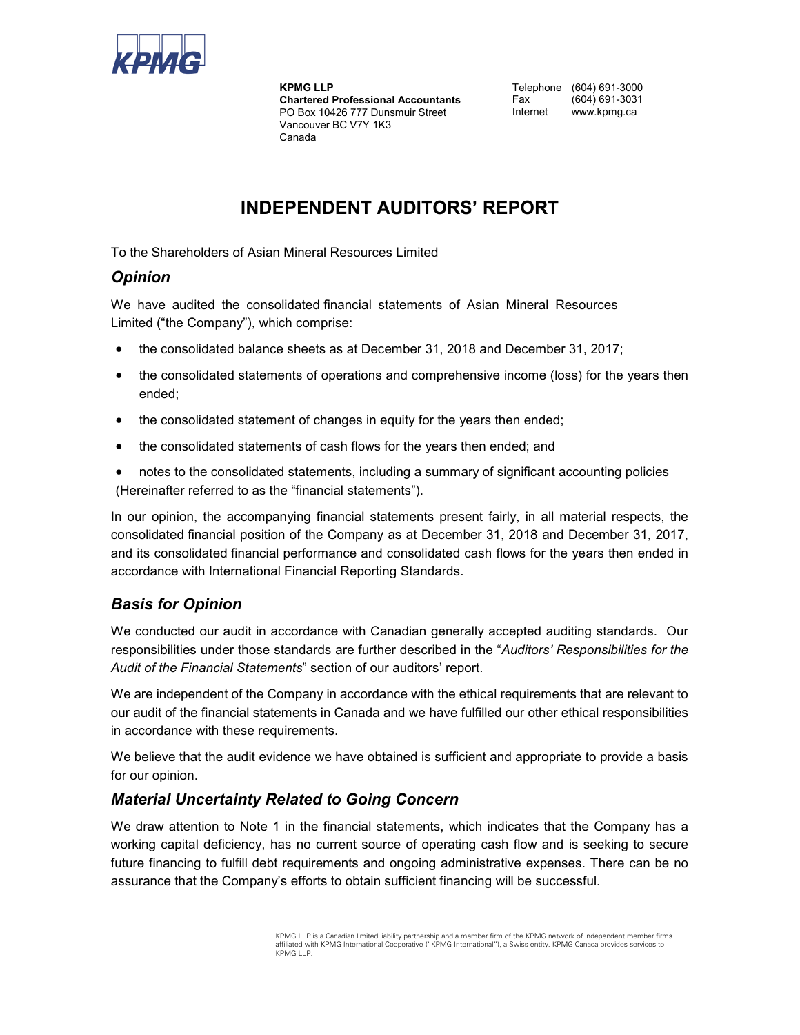**KPMG LLP**
**Chartered Professional Accountants**
PO Box 10426 777 Dunsmuir Street
Vancouver BC V7Y 1K3
Canada

Telephone (604) 691-3000
Fax (604) 691-3031
Internet www.kpmg.ca

# INDEPENDENT AUDITORS' REPORT

To the Shareholders of Asian Mineral Resources Limited

## *Opinion*

We have audited the consolidated financial statements of Asian Mineral Resources Limited ("the Company"), which comprise:

- the consolidated balance sheets as at December 31, 2018 and December 31, 2017;
- the consolidated statements of operations and comprehensive income (loss) for the years then ended;
- the consolidated statement of changes in equity for the years then ended;
- the consolidated statements of cash flows for the years then ended; and
- notes to the consolidated statements, including a summary of significant accounting policies

(Hereinafter referred to as the "financial statements").

In our opinion, the accompanying financial statements present fairly, in all material respects, the consolidated financial position of the Company as at December 31, 2018 and December 31, 2017, and its consolidated financial performance and consolidated cash flows for the years then ended in accordance with International Financial Reporting Standards.

## *Basis for Opinion*

We conducted our audit in accordance with Canadian generally accepted auditing standards. Our responsibilities under those standards are further described in the "*Auditors' Responsibilities for the Audit of the Financial Statements*" section of our auditors' report.

We are independent of the Company in accordance with the ethical requirements that are relevant to our audit of the financial statements in Canada and we have fulfilled our other ethical responsibilities in accordance with these requirements.

We believe that the audit evidence we have obtained is sufficient and appropriate to provide a basis for our opinion.

## *Material Uncertainty Related to Going Concern*

We draw attention to Note 1 in the financial statements, which indicates that the Company has a working capital deficiency, has no current source of operating cash flow and is seeking to secure future financing to fulfill debt requirements and ongoing administrative expenses. There can be no assurance that the Company's efforts to obtain sufficient financing will be successful.

KPMG LLP is a Canadian limited liability partnership and a member firm of the KPMG network of independent member firms affiliated with KPMG International Cooperative ("KPMG International"), a Swiss entity. KPMG Canada provides services to KPMG LLP.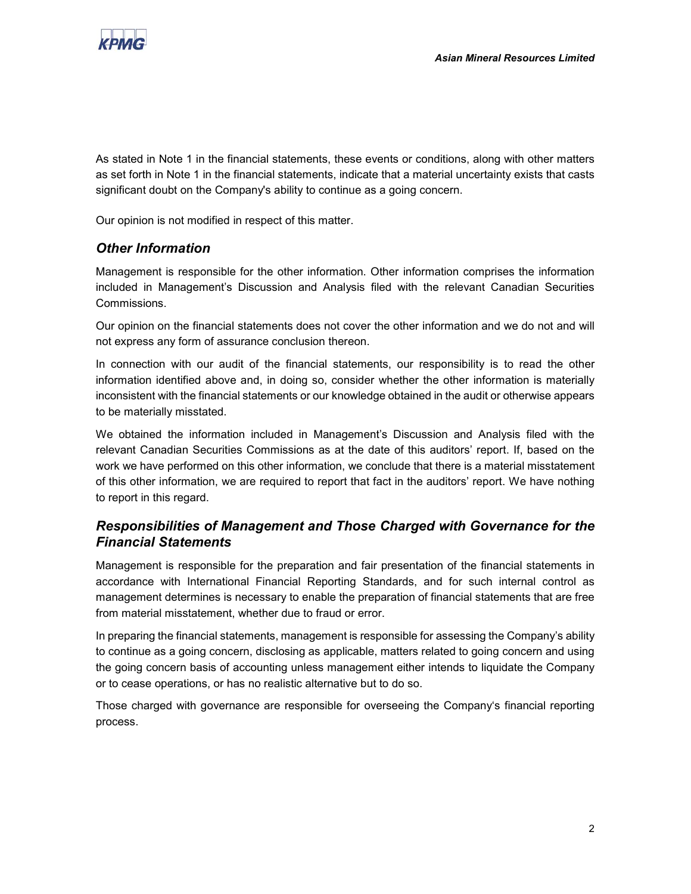As stated in Note 1 in the financial statements, these events or conditions, along with other matters as set forth in Note 1 in the financial statements, indicate that a material uncertainty exists that casts significant doubt on the Company's ability to continue as a going concern.

Our opinion is not modified in respect of this matter.

## *Other Information*

Management is responsible for the other information. Other information comprises the information included in Management's Discussion and Analysis filed with the relevant Canadian Securities Commissions.

Our opinion on the financial statements does not cover the other information and we do not and will not express any form of assurance conclusion thereon.

In connection with our audit of the financial statements, our responsibility is to read the other information identified above and, in doing so, consider whether the other information is materially inconsistent with the financial statements or our knowledge obtained in the audit or otherwise appears to be materially misstated.

We obtained the information included in Management's Discussion and Analysis filed with the relevant Canadian Securities Commissions as at the date of this auditors' report. If, based on the work we have performed on this other information, we conclude that there is a material misstatement of this other information, we are required to report that fact in the auditors' report. We have nothing to report in this regard.

## *Responsibilities of Management and Those Charged with Governance for the Financial Statements*

Management is responsible for the preparation and fair presentation of the financial statements in accordance with International Financial Reporting Standards, and for such internal control as management determines is necessary to enable the preparation of financial statements that are free from material misstatement, whether due to fraud or error.

In preparing the financial statements, management is responsible for assessing the Company's ability to continue as a going concern, disclosing as applicable, matters related to going concern and using the going concern basis of accounting unless management either intends to liquidate the Company or to cease operations, or has no realistic alternative but to do so.

Those charged with governance are responsible for overseeing the Company's financial reporting process.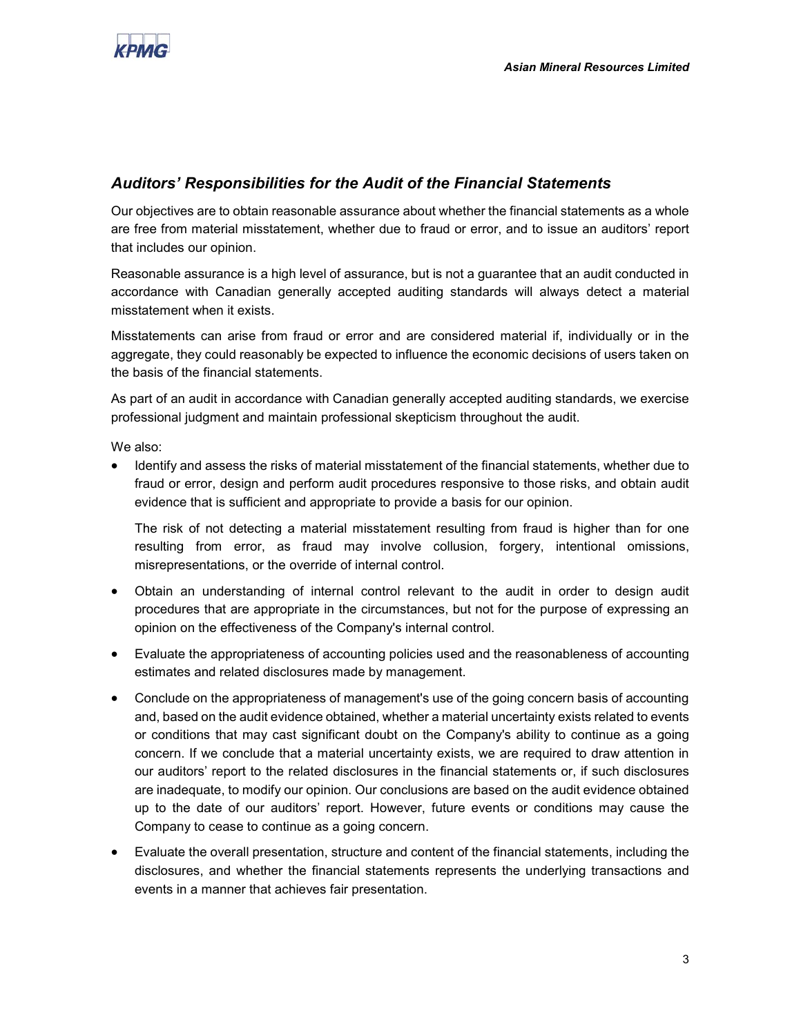## *Auditors' Responsibilities for the Audit of the Financial Statements*

Our objectives are to obtain reasonable assurance about whether the financial statements as a whole are free from material misstatement, whether due to fraud or error, and to issue an auditors' report that includes our opinion.

Reasonable assurance is a high level of assurance, but is not a guarantee that an audit conducted in accordance with Canadian generally accepted auditing standards will always detect a material misstatement when it exists.

Misstatements can arise from fraud or error and are considered material if, individually or in the aggregate, they could reasonably be expected to influence the economic decisions of users taken on the basis of the financial statements.

As part of an audit in accordance with Canadian generally accepted auditing standards, we exercise professional judgment and maintain professional skepticism throughout the audit.

We also:

- Identify and assess the risks of material misstatement of the financial statements, whether due to fraud or error, design and perform audit procedures responsive to those risks, and obtain audit evidence that is sufficient and appropriate to provide a basis for our opinion.

  The risk of not detecting a material misstatement resulting from fraud is higher than for one resulting from error, as fraud may involve collusion, forgery, intentional omissions, misrepresentations, or the override of internal control.

- Obtain an understanding of internal control relevant to the audit in order to design audit procedures that are appropriate in the circumstances, but not for the purpose of expressing an opinion on the effectiveness of the Company's internal control.

- Evaluate the appropriateness of accounting policies used and the reasonableness of accounting estimates and related disclosures made by management.

- Conclude on the appropriateness of management's use of the going concern basis of accounting and, based on the audit evidence obtained, whether a material uncertainty exists related to events or conditions that may cast significant doubt on the Company's ability to continue as a going concern. If we conclude that a material uncertainty exists, we are required to draw attention in our auditors' report to the related disclosures in the financial statements or, if such disclosures are inadequate, to modify our opinion. Our conclusions are based on the audit evidence obtained up to the date of our auditors' report. However, future events or conditions may cause the Company to cease to continue as a going concern.

- Evaluate the overall presentation, structure and content of the financial statements, including the disclosures, and whether the financial statements represents the underlying transactions and events in a manner that achieves fair presentation.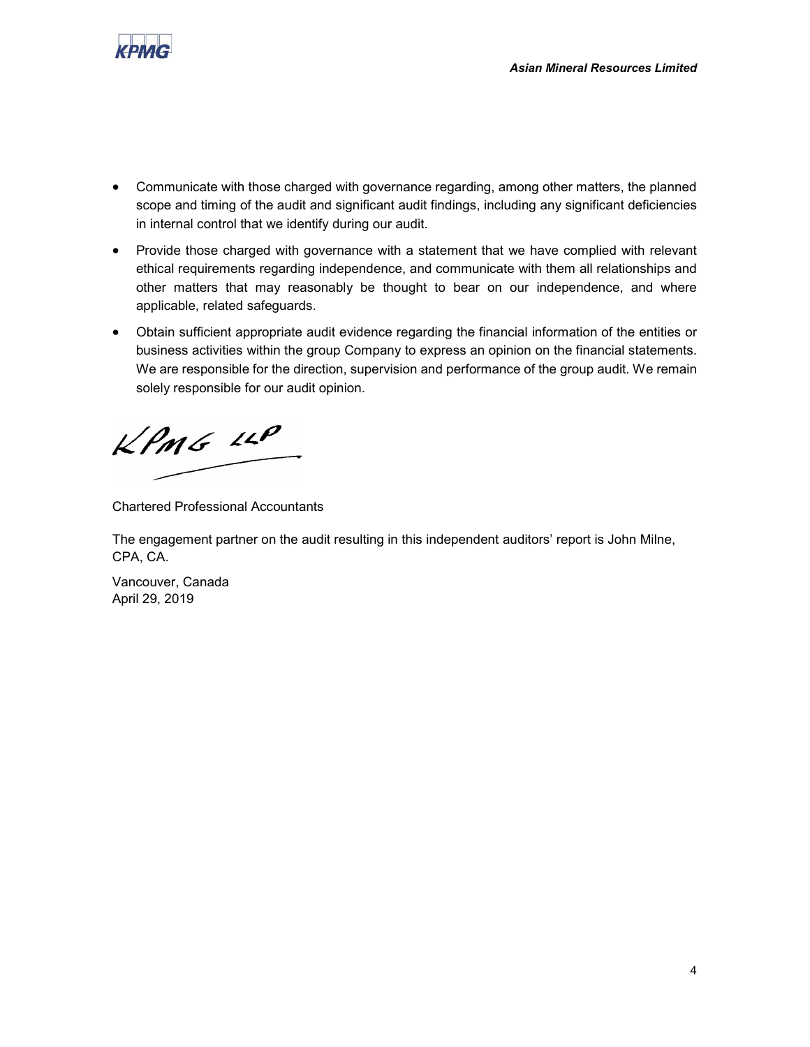- Communicate with those charged with governance regarding, among other matters, the planned scope and timing of the audit and significant audit findings, including any significant deficiencies in internal control that we identify during our audit.
- Provide those charged with governance with a statement that we have complied with relevant ethical requirements regarding independence, and communicate with them all relationships and other matters that may reasonably be thought to bear on our independence, and where applicable, related safeguards.
- Obtain sufficient appropriate audit evidence regarding the financial information of the entities or business activities within the group Company to express an opinion on the financial statements. We are responsible for the direction, supervision and performance of the group audit. We remain solely responsible for our audit opinion.

KPMG LLP

Chartered Professional Accountants

The engagement partner on the audit resulting in this independent auditors' report is John Milne, CPA, CA.

Vancouver, Canada
April 29, 2019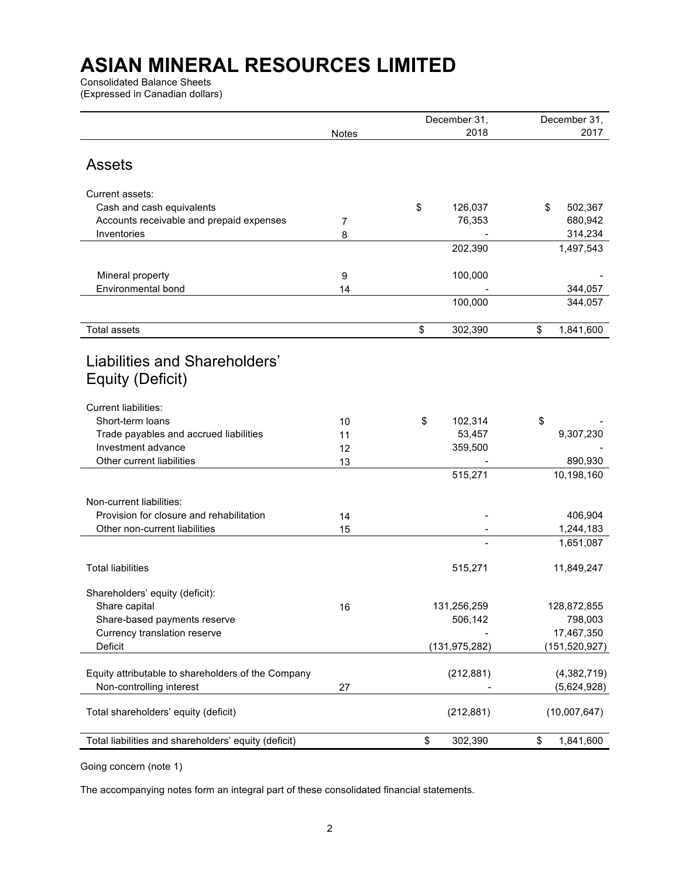# ASIAN MINERAL RESOURCES LIMITED

Consolidated Balance Sheets
(Expressed in Canadian dollars)

| | Notes | December 31, 2018 | December 31, 2017 |
|---|---|---|---|
| **Assets** | | | |
| Current assets: | | | |
| Cash and cash equivalents | | $ 126,037 | $ 502,367 |
| Accounts receivable and prepaid expenses | 7 | 76,353 | 680,942 |
| Inventories | 8 | - | 314,234 |
| | | 202,390 | 1,497,543 |
| Mineral property | 9 | 100,000 | - |
| Environmental bond | 14 | - | 344,057 |
| | | 100,000 | 344,057 |
| Total assets | | $ 302,390 | $ 1,841,600 |
| **Liabilities and Shareholders' Equity (Deficit)** | | | |
| Current liabilities: | | | |
| Short-term loans | 10 | $ 102,314 | $ - |
| Trade payables and accrued liabilities | 11 | 53,457 | 9,307,230 |
| Investment advance | 12 | 359,500 | - |
| Other current liabilities | 13 | - | 890,930 |
| | | 515,271 | 10,198,160 |
| Non-current liabilities: | | | |
| Provision for closure and rehabilitation | 14 | - | 406,904 |
| Other non-current liabilities | 15 | - | 1,244,183 |
| | | - | 1,651,087 |
| Total liabilities | | 515,271 | 11,849,247 |
| Shareholders' equity (deficit): | | | |
| Share capital | 16 | 131,256,259 | 128,872,855 |
| Share-based payments reserve | | 506,142 | 798,003 |
| Currency translation reserve | | - | 17,467,350 |
| Deficit | | (131,975,282) | (151,520,927) |
| Equity attributable to shareholders of the Company | | (212,881) | (4,382,719) |
| Non-controlling interest | 27 | - | (5,624,928) |
| Total shareholders' equity (deficit) | | (212,881) | (10,007,647) |
| Total liabilities and shareholders' equity (deficit) | | $ 302,390 | $ 1,841,600 |

Going concern (note 1)

The accompanying notes form an integral part of these consolidated financial statements.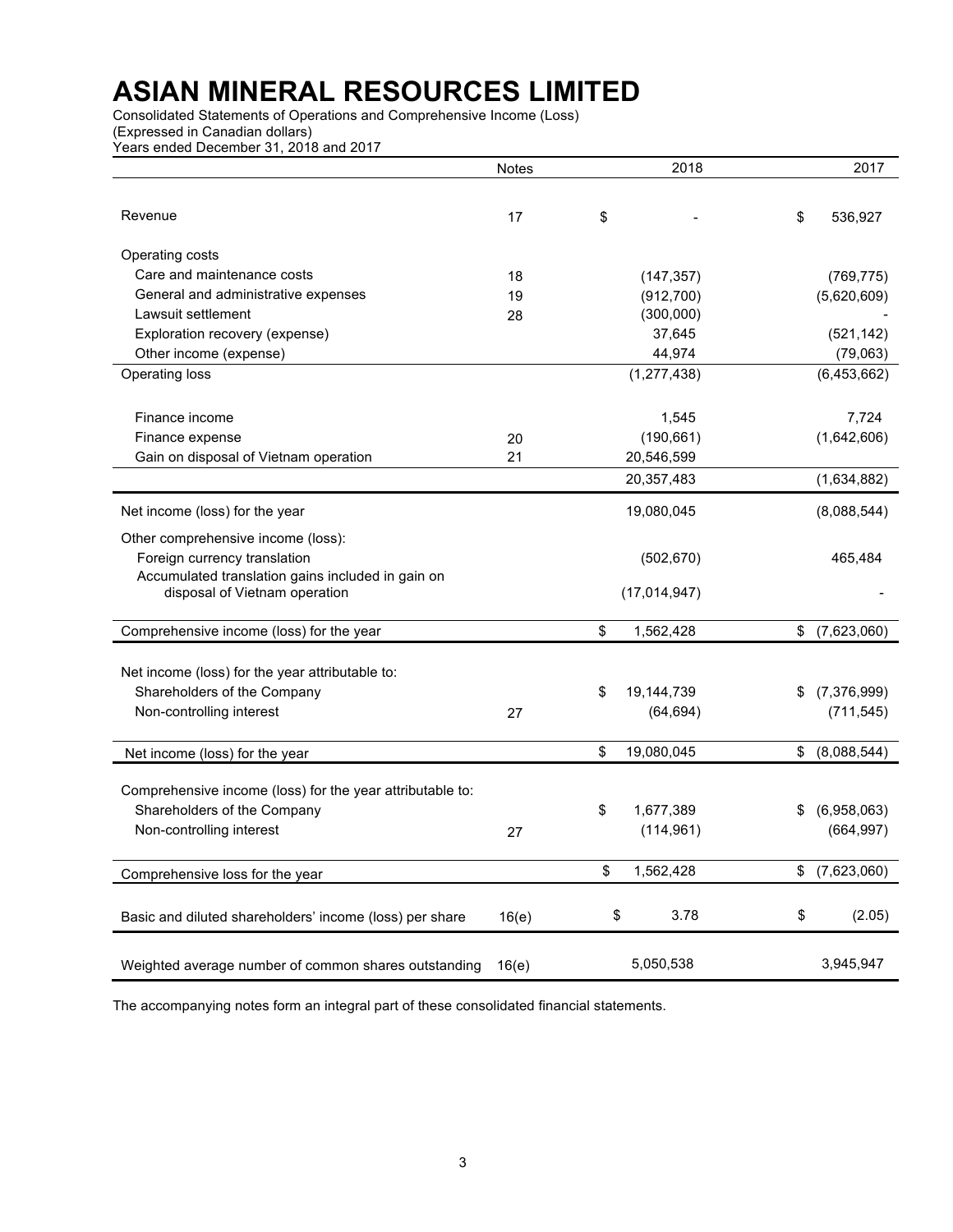# ASIAN MINERAL RESOURCES LIMITED

Consolidated Statements of Operations and Comprehensive Income (Loss)
(Expressed in Canadian dollars)
Years ended December 31, 2018 and 2017

| | Notes | 2018 | 2017 |
|---|---|---|---|
| Revenue | 17 | $ - | $ 536,927 |
| Operating costs | | | |
| Care and maintenance costs | 18 | (147,357) | (769,775) |
| General and administrative expenses | 19 | (912,700) | (5,620,609) |
| Lawsuit settlement | 28 | (300,000) | - |
| Exploration recovery (expense) | | 37,645 | (521,142) |
| Other income (expense) | | 44,974 | (79,063) |
| Operating loss | | (1,277,438) | (6,453,662) |
| Finance income | | 1,545 | 7,724 |
| Finance expense | 20 | (190,661) | (1,642,606) |
| Gain on disposal of Vietnam operation | 21 | 20,546,599 | |
| | | 20,357,483 | (1,634,882) |
| Net income (loss) for the year | | 19,080,045 | (8,088,544) |
| Other comprehensive income (loss): | | | |
| Foreign currency translation | | (502,670) | 465,484 |
| Accumulated translation gains included in gain on disposal of Vietnam operation | | (17,014,947) | - |
| Comprehensive income (loss) for the year | | $ 1,562,428 | $ (7,623,060) |
| Net income (loss) for the year attributable to: | | | |
| Shareholders of the Company | | $ 19,144,739 | $ (7,376,999) |
| Non-controlling interest | 27 | (64,694) | (711,545) |
| Net income (loss) for the year | | $ 19,080,045 | $ (8,088,544) |
| Comprehensive income (loss) for the year attributable to: | | | |
| Shareholders of the Company | | $ 1,677,389 | $ (6,958,063) |
| Non-controlling interest | 27 | (114,961) | (664,997) |
| Comprehensive loss for the year | | $ 1,562,428 | $ (7,623,060) |
| Basic and diluted shareholders' income (loss) per share | 16(e) | $ 3.78 | $ (2.05) |
| Weighted average number of common shares outstanding | 16(e) | 5,050,538 | 3,945,947 |

The accompanying notes form an integral part of these consolidated financial statements.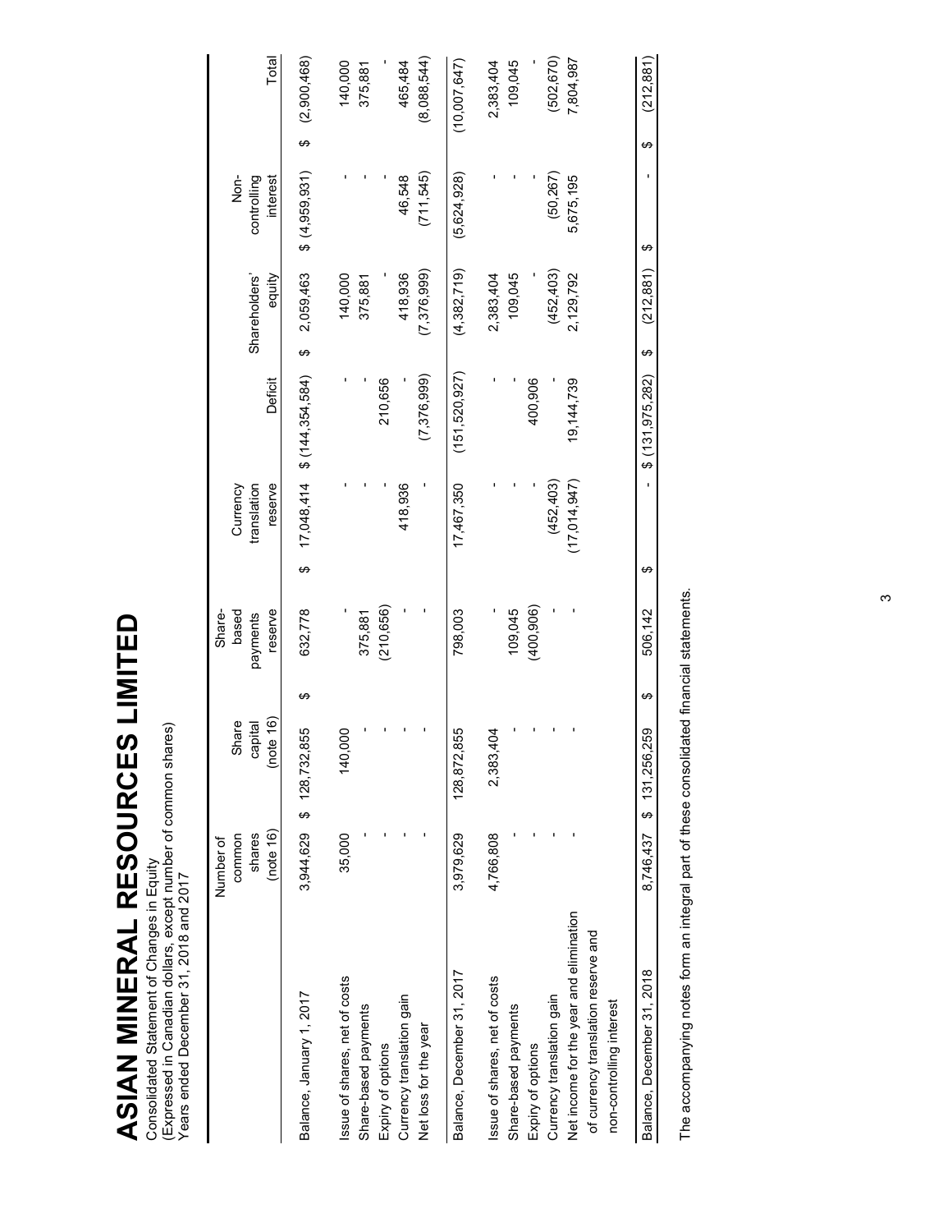# ASIAN MINERAL RESOURCES LIMITED

Consolidated Statement of Changes in Equity
(Expressed in Canadian dollars, except number of common shares)
Years ended December 31, 2018 and 2017

| | Number of common shares (note 16) | Share capital (note 16) | Share-based payments reserve | Currency translation reserve | Deficit | Shareholders' equity | Non-controlling interest | Total |
|---|---|---|---|---|---|---|---|---|
| Balance, January 1, 2017 | 3,944,629 | $ 128,732,855 | $ 632,778 | $ 17,048,414 | $ (144,354,584) | $ 2,059,463 | $ (4,959,931) | $ (2,900,468) |
| Issue of shares, net of costs | 35,000 | 140,000 | - | - | - | 140,000 | - | 140,000 |
| Share-based payments | - | - | 375,881 | - | - | 375,881 | - | 375,881 |
| Expiry of options | - | - | (210,656) | - | 210,656 | - | - | - |
| Currency translation gain | - | - | - | 418,936 | - | 418,936 | 46,548 | 465,484 |
| Net loss for the year | - | - | - | - | (7,376,999) | (7,376,999) | (711,545) | (8,088,544) |
| Balance, December 31, 2017 | 3,979,629 | 128,872,855 | 798,003 | 17,467,350 | (151,520,927) | (4,382,719) | (5,624,928) | (10,007,647) |
| Issue of shares, net of costs | 4,766,808 | 2,383,404 | - | - | - | 2,383,404 | - | 2,383,404 |
| Share-based payments | - | - | 109,045 | - | - | 109,045 | - | 109,045 |
| Expiry of options | - | - | (400,906) | - | 400,906 | - | - | - |
| Currency translation gain | - | - | - | (452,403) | - | (452,403) | (50,267) | (502,670) |
| Net income for the year and elimination of currency translation reserve and non-controlling interest | - | - | - | (17,014,947) | 19,144,739 | 2,129,792 | 5,675,195 | 7,804,987 |
| Balance, December 31, 2018 | 8,746,437 | $ 131,256,259 | $ 506,142 | $ - | $ (131,975,282) | $ (212,881) | $ - | $ (212,881) |

The accompanying notes form an integral part of these consolidated financial statements.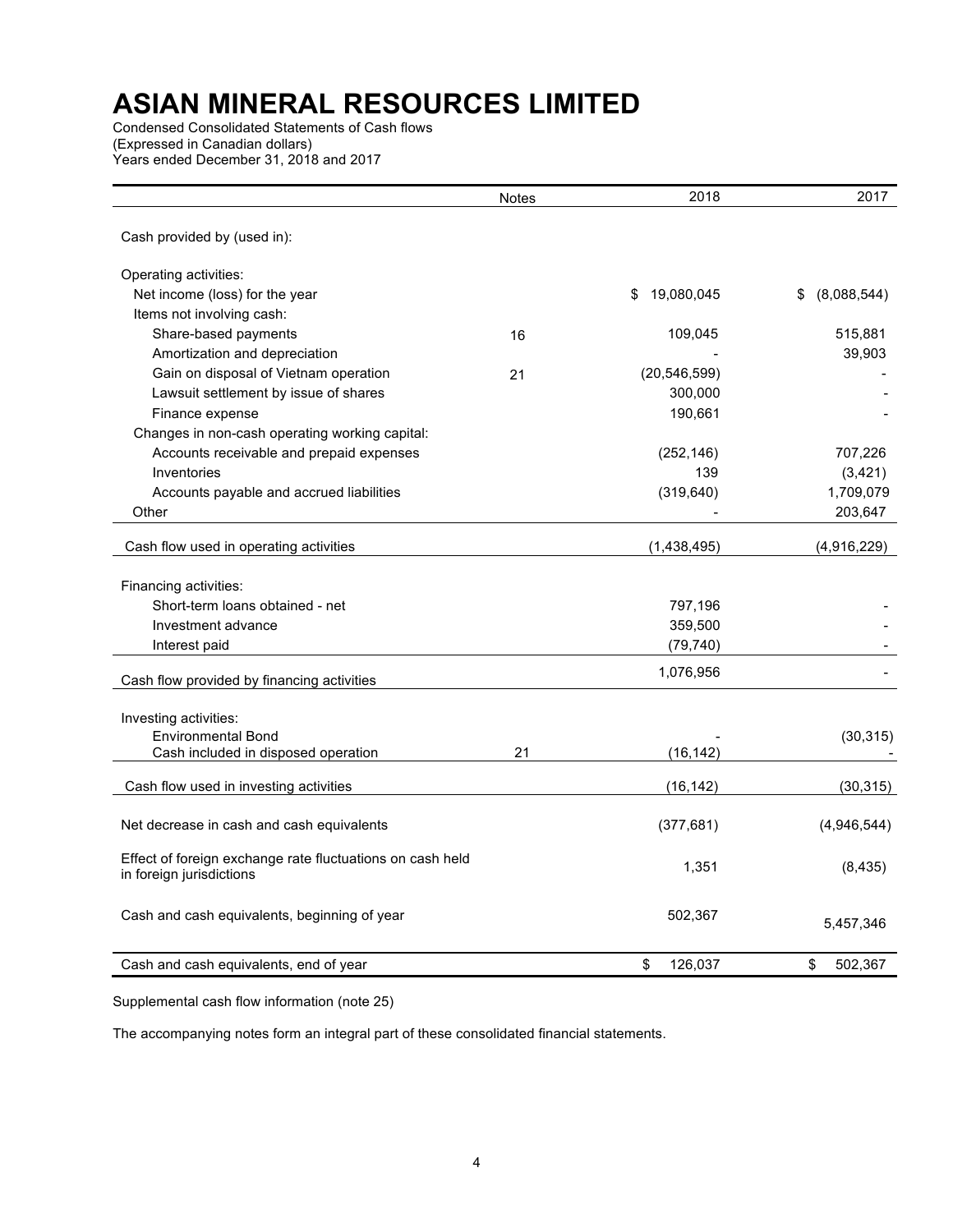# ASIAN MINERAL RESOURCES LIMITED

Condensed Consolidated Statements of Cash flows
(Expressed in Canadian dollars)
Years ended December 31, 2018 and 2017

| | Notes | 2018 | 2017 |
|---|---|---|---|
| Cash provided by (used in): | | | |
| Operating activities: | | | |
| Net income (loss) for the year | | $ 19,080,045 | $ (8,088,544) |
| Items not involving cash: | | | |
| Share-based payments | 16 | 109,045 | 515,881 |
| Amortization and depreciation | | - | 39,903 |
| Gain on disposal of Vietnam operation | 21 | (20,546,599) | - |
| Lawsuit settlement by issue of shares | | 300,000 | - |
| Finance expense | | 190,661 | - |
| Changes in non-cash operating working capital: | | | |
| Accounts receivable and prepaid expenses | | (252,146) | 707,226 |
| Inventories | | 139 | (3,421) |
| Accounts payable and accrued liabilities | | (319,640) | 1,709,079 |
| Other | | - | 203,647 |
| Cash flow used in operating activities | | (1,438,495) | (4,916,229) |
| Financing activities: | | | |
| Short-term loans obtained - net | | 797,196 | - |
| Investment advance | | 359,500 | - |
| Interest paid | | (79,740) | - |
| Cash flow provided by financing activities | | 1,076,956 | - |
| Investing activities: | | | |
| Environmental Bond | | - | (30,315) |
| Cash included in disposed operation | 21 | (16,142) | - |
| Cash flow used in investing activities | | (16,142) | (30,315) |
| Net decrease in cash and cash equivalents | | (377,681) | (4,946,544) |
| Effect of foreign exchange rate fluctuations on cash held in foreign jurisdictions | | 1,351 | (8,435) |
| Cash and cash equivalents, beginning of year | | 502,367 | 5,457,346 |
| Cash and cash equivalents, end of year | | $ 126,037 | $ 502,367 |

Supplemental cash flow information (note 25)

The accompanying notes form an integral part of these consolidated financial statements.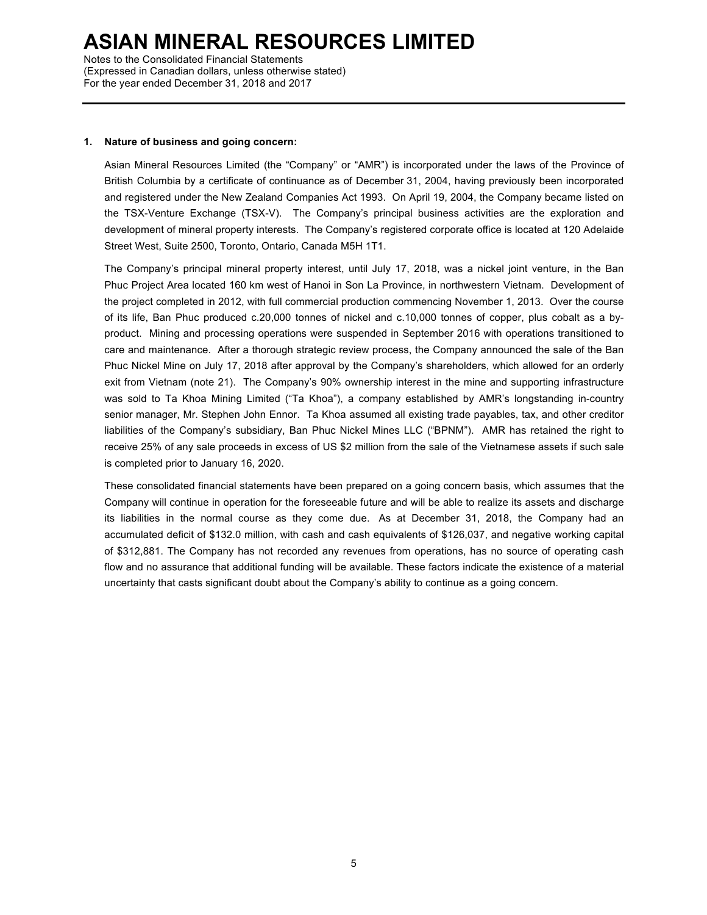# ASIAN MINERAL RESOURCES LIMITED

Notes to the Consolidated Financial Statements
(Expressed in Canadian dollars, unless otherwise stated)
For the year ended December 31, 2018 and 2017

## 1. Nature of business and going concern:

Asian Mineral Resources Limited (the "Company" or "AMR") is incorporated under the laws of the Province of British Columbia by a certificate of continuance as of December 31, 2004, having previously been incorporated and registered under the New Zealand Companies Act 1993. On April 19, 2004, the Company became listed on the TSX-Venture Exchange (TSX-V). The Company's principal business activities are the exploration and development of mineral property interests. The Company's registered corporate office is located at 120 Adelaide Street West, Suite 2500, Toronto, Ontario, Canada M5H 1T1.

The Company's principal mineral property interest, until July 17, 2018, was a nickel joint venture, in the Ban Phuc Project Area located 160 km west of Hanoi in Son La Province, in northwestern Vietnam. Development of the project completed in 2012, with full commercial production commencing November 1, 2013. Over the course of its life, Ban Phuc produced c.20,000 tonnes of nickel and c.10,000 tonnes of copper, plus cobalt as a by-product. Mining and processing operations were suspended in September 2016 with operations transitioned to care and maintenance. After a thorough strategic review process, the Company announced the sale of the Ban Phuc Nickel Mine on July 17, 2018 after approval by the Company's shareholders, which allowed for an orderly exit from Vietnam (note 21). The Company's 90% ownership interest in the mine and supporting infrastructure was sold to Ta Khoa Mining Limited ("Ta Khoa"), a company established by AMR's longstanding in-country senior manager, Mr. Stephen John Ennor. Ta Khoa assumed all existing trade payables, tax, and other creditor liabilities of the Company's subsidiary, Ban Phuc Nickel Mines LLC ("BPNM"). AMR has retained the right to receive 25% of any sale proceeds in excess of US $2 million from the sale of the Vietnamese assets if such sale is completed prior to January 16, 2020.

These consolidated financial statements have been prepared on a going concern basis, which assumes that the Company will continue in operation for the foreseeable future and will be able to realize its assets and discharge its liabilities in the normal course as they come due. As at December 31, 2018, the Company had an accumulated deficit of $132.0 million, with cash and cash equivalents of $126,037, and negative working capital of $312,881. The Company has not recorded any revenues from operations, has no source of operating cash flow and no assurance that additional funding will be available. These factors indicate the existence of a material uncertainty that casts significant doubt about the Company's ability to continue as a going concern.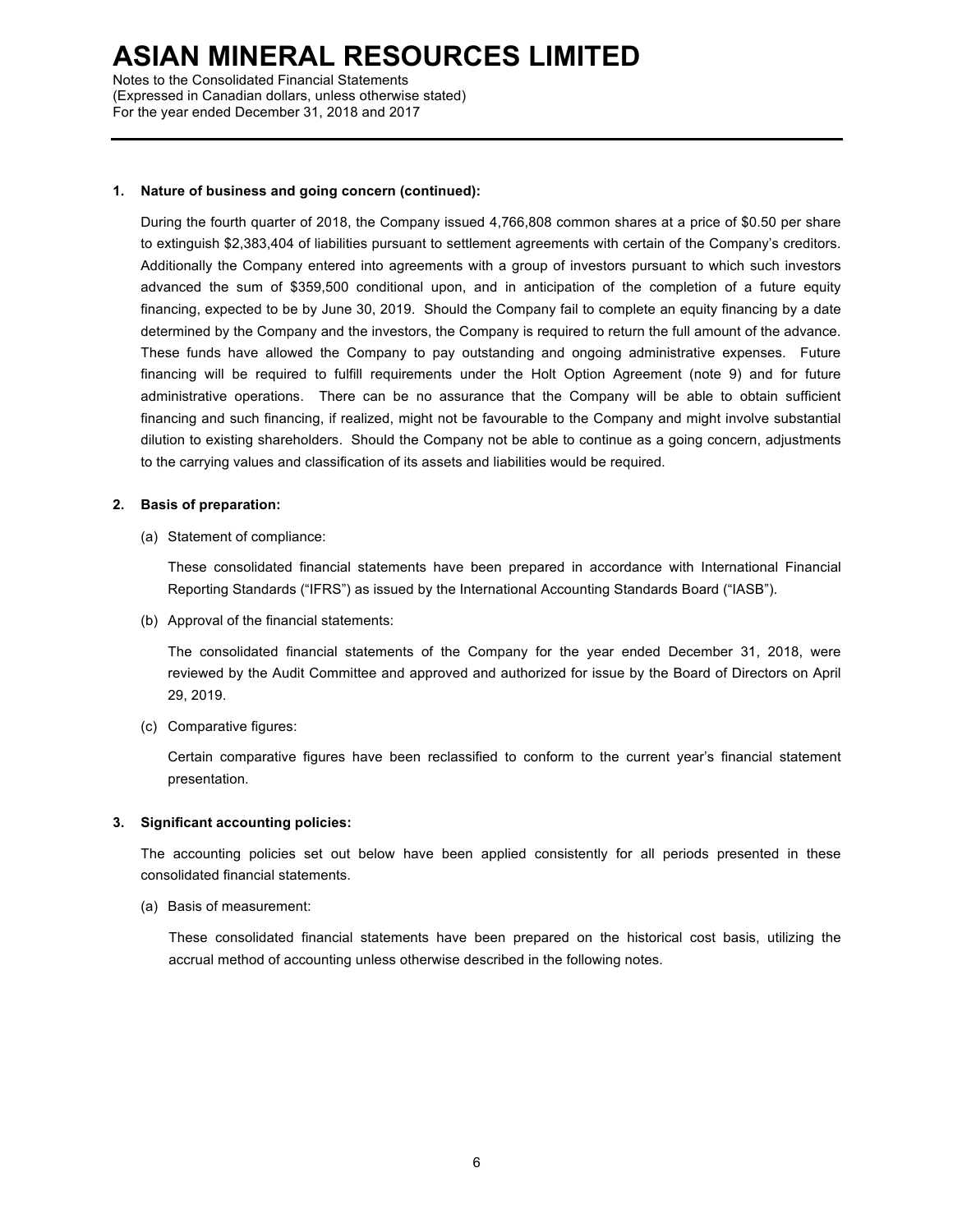**1. Nature of business and going concern (continued):**

During the fourth quarter of 2018, the Company issued 4,766,808 common shares at a price of $0.50 per share to extinguish $2,383,404 of liabilities pursuant to settlement agreements with certain of the Company's creditors. Additionally the Company entered into agreements with a group of investors pursuant to which such investors advanced the sum of $359,500 conditional upon, and in anticipation of the completion of a future equity financing, expected to be by June 30, 2019. Should the Company fail to complete an equity financing by a date determined by the Company and the investors, the Company is required to return the full amount of the advance. These funds have allowed the Company to pay outstanding and ongoing administrative expenses. Future financing will be required to fulfill requirements under the Holt Option Agreement (note 9) and for future administrative operations. There can be no assurance that the Company will be able to obtain sufficient financing and such financing, if realized, might not be favourable to the Company and might involve substantial dilution to existing shareholders. Should the Company not be able to continue as a going concern, adjustments to the carrying values and classification of its assets and liabilities would be required.

**2. Basis of preparation:**

(a) Statement of compliance:

These consolidated financial statements have been prepared in accordance with International Financial Reporting Standards ("IFRS") as issued by the International Accounting Standards Board ("IASB").

(b) Approval of the financial statements:

The consolidated financial statements of the Company for the year ended December 31, 2018, were reviewed by the Audit Committee and approved and authorized for issue by the Board of Directors on April 29, 2019.

(c) Comparative figures:

Certain comparative figures have been reclassified to conform to the current year's financial statement presentation.

**3. Significant accounting policies:**

The accounting policies set out below have been applied consistently for all periods presented in these consolidated financial statements.

(a) Basis of measurement:

These consolidated financial statements have been prepared on the historical cost basis, utilizing the accrual method of accounting unless otherwise described in the following notes.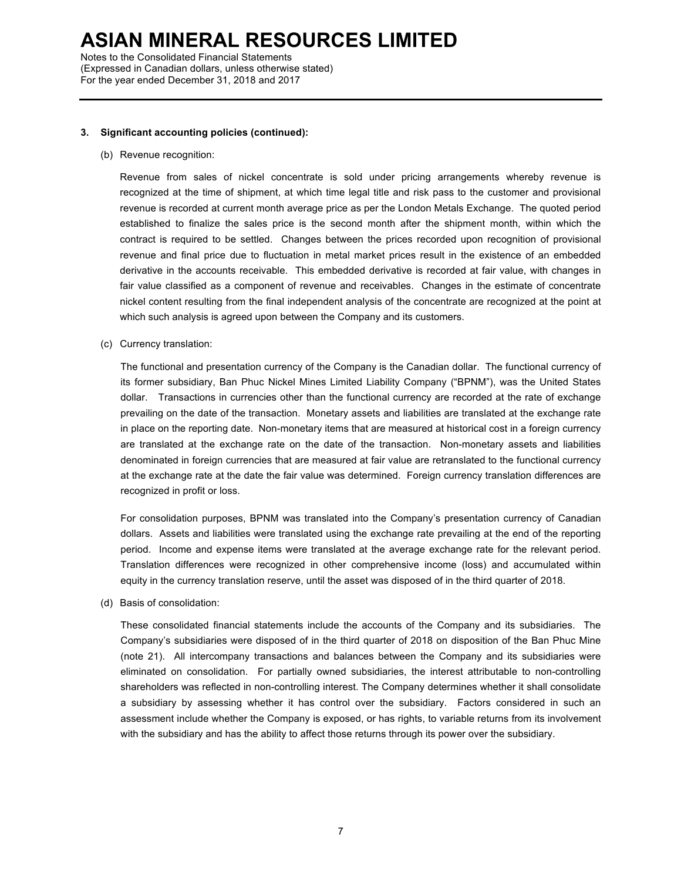**3. Significant accounting policies (continued):**

(b) Revenue recognition:

Revenue from sales of nickel concentrate is sold under pricing arrangements whereby revenue is recognized at the time of shipment, at which time legal title and risk pass to the customer and provisional revenue is recorded at current month average price as per the London Metals Exchange. The quoted period established to finalize the sales price is the second month after the shipment month, within which the contract is required to be settled. Changes between the prices recorded upon recognition of provisional revenue and final price due to fluctuation in metal market prices result in the existence of an embedded derivative in the accounts receivable. This embedded derivative is recorded at fair value, with changes in fair value classified as a component of revenue and receivables. Changes in the estimate of concentrate nickel content resulting from the final independent analysis of the concentrate are recognized at the point at which such analysis is agreed upon between the Company and its customers.

(c) Currency translation:

The functional and presentation currency of the Company is the Canadian dollar. The functional currency of its former subsidiary, Ban Phuc Nickel Mines Limited Liability Company ("BPNM"), was the United States dollar. Transactions in currencies other than the functional currency are recorded at the rate of exchange prevailing on the date of the transaction. Monetary assets and liabilities are translated at the exchange rate in place on the reporting date. Non-monetary items that are measured at historical cost in a foreign currency are translated at the exchange rate on the date of the transaction. Non-monetary assets and liabilities denominated in foreign currencies that are measured at fair value are retranslated to the functional currency at the exchange rate at the date the fair value was determined. Foreign currency translation differences are recognized in profit or loss.

For consolidation purposes, BPNM was translated into the Company's presentation currency of Canadian dollars. Assets and liabilities were translated using the exchange rate prevailing at the end of the reporting period. Income and expense items were translated at the average exchange rate for the relevant period. Translation differences were recognized in other comprehensive income (loss) and accumulated within equity in the currency translation reserve, until the asset was disposed of in the third quarter of 2018.

(d) Basis of consolidation:

These consolidated financial statements include the accounts of the Company and its subsidiaries. The Company's subsidiaries were disposed of in the third quarter of 2018 on disposition of the Ban Phuc Mine (note 21). All intercompany transactions and balances between the Company and its subsidiaries were eliminated on consolidation. For partially owned subsidiaries, the interest attributable to non-controlling shareholders was reflected in non-controlling interest. The Company determines whether it shall consolidate a subsidiary by assessing whether it has control over the subsidiary. Factors considered in such an assessment include whether the Company is exposed, or has rights, to variable returns from its involvement with the subsidiary and has the ability to affect those returns through its power over the subsidiary.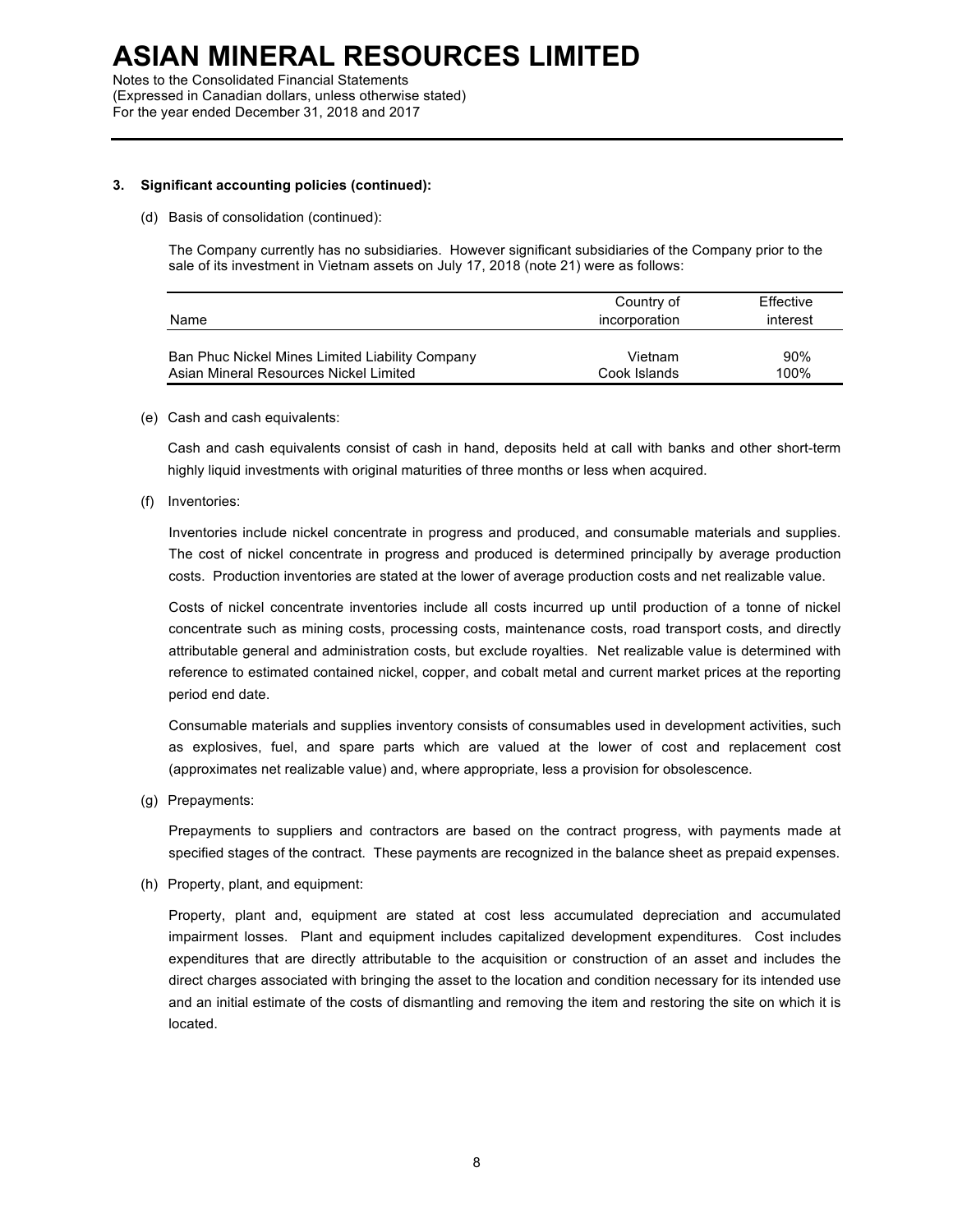### 3. Significant accounting policies (continued):

(d) Basis of consolidation (continued):

The Company currently has no subsidiaries. However significant subsidiaries of the Company prior to the sale of its investment in Vietnam assets on July 17, 2018 (note 21) were as follows:

| Name | Country of incorporation | Effective interest |
|---|---|---|
| Ban Phuc Nickel Mines Limited Liability Company | Vietnam | 90% |
| Asian Mineral Resources Nickel Limited | Cook Islands | 100% |

(e) Cash and cash equivalents:

Cash and cash equivalents consist of cash in hand, deposits held at call with banks and other short-term highly liquid investments with original maturities of three months or less when acquired.

(f) Inventories:

Inventories include nickel concentrate in progress and produced, and consumable materials and supplies. The cost of nickel concentrate in progress and produced is determined principally by average production costs. Production inventories are stated at the lower of average production costs and net realizable value.

Costs of nickel concentrate inventories include all costs incurred up until production of a tonne of nickel concentrate such as mining costs, processing costs, maintenance costs, road transport costs, and directly attributable general and administration costs, but exclude royalties. Net realizable value is determined with reference to estimated contained nickel, copper, and cobalt metal and current market prices at the reporting period end date.

Consumable materials and supplies inventory consists of consumables used in development activities, such as explosives, fuel, and spare parts which are valued at the lower of cost and replacement cost (approximates net realizable value) and, where appropriate, less a provision for obsolescence.

(g) Prepayments:

Prepayments to suppliers and contractors are based on the contract progress, with payments made at specified stages of the contract. These payments are recognized in the balance sheet as prepaid expenses.

(h) Property, plant, and equipment:

Property, plant and, equipment are stated at cost less accumulated depreciation and accumulated impairment losses. Plant and equipment includes capitalized development expenditures. Cost includes expenditures that are directly attributable to the acquisition or construction of an asset and includes the direct charges associated with bringing the asset to the location and condition necessary for its intended use and an initial estimate of the costs of dismantling and removing the item and restoring the site on which it is located.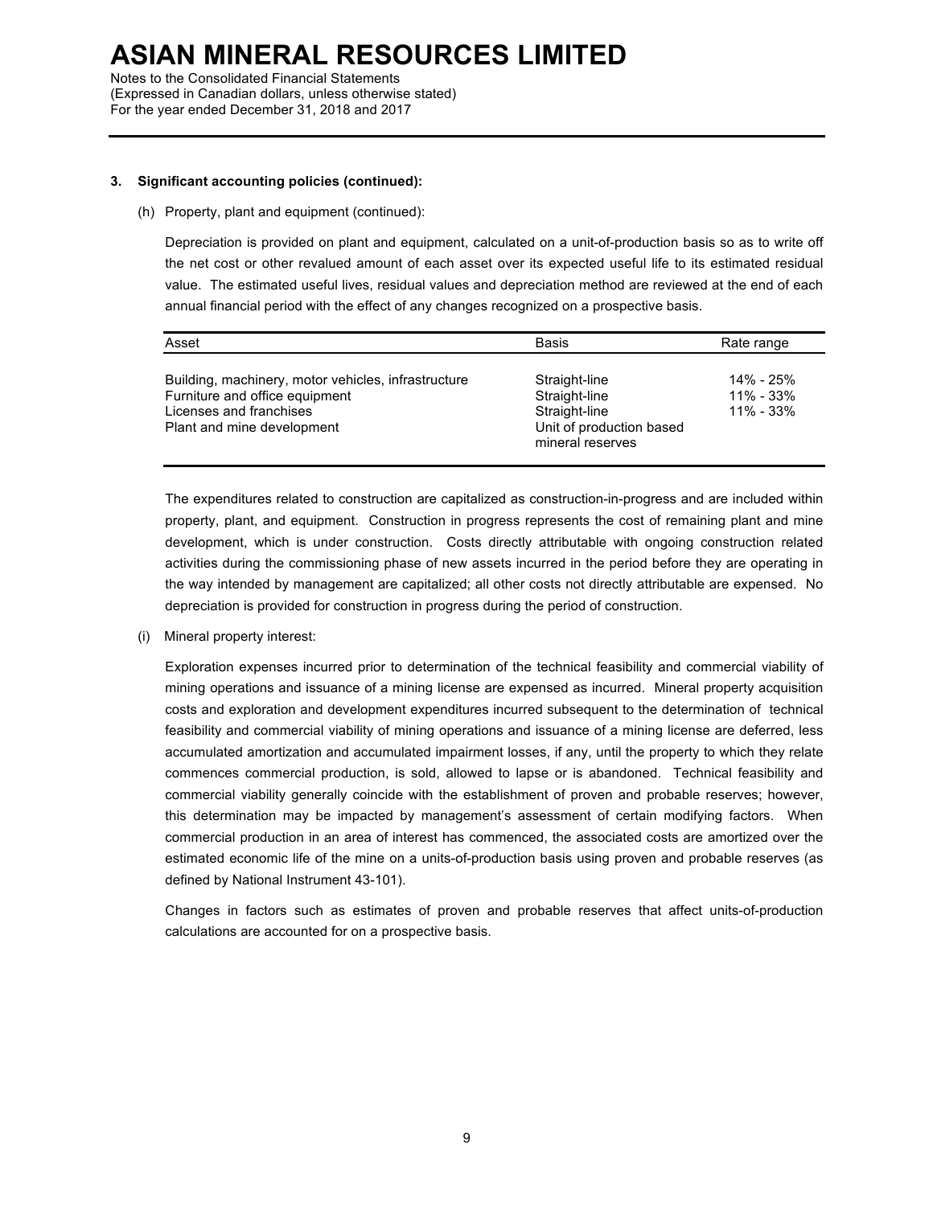### 3. Significant accounting policies (continued):

(h) Property, plant and equipment (continued):

Depreciation is provided on plant and equipment, calculated on a unit-of-production basis so as to write off the net cost or other revalued amount of each asset over its expected useful life to its estimated residual value. The estimated useful lives, residual values and depreciation method are reviewed at the end of each annual financial period with the effect of any changes recognized on a prospective basis.

| Asset | Basis | Rate range |
|---|---|---|
| Building, machinery, motor vehicles, infrastructure | Straight-line | 14% - 25% |
| Furniture and office equipment | Straight-line | 11% - 33% |
| Licenses and franchises | Straight-line | 11% - 33% |
| Plant and mine development | Unit of production based mineral reserves | |

The expenditures related to construction are capitalized as construction-in-progress and are included within property, plant, and equipment. Construction in progress represents the cost of remaining plant and mine development, which is under construction. Costs directly attributable with ongoing construction related activities during the commissioning phase of new assets incurred in the period before they are operating in the way intended by management are capitalized; all other costs not directly attributable are expensed. No depreciation is provided for construction in progress during the period of construction.

(i) Mineral property interest:

Exploration expenses incurred prior to determination of the technical feasibility and commercial viability of mining operations and issuance of a mining license are expensed as incurred. Mineral property acquisition costs and exploration and development expenditures incurred subsequent to the determination of technical feasibility and commercial viability of mining operations and issuance of a mining license are deferred, less accumulated amortization and accumulated impairment losses, if any, until the property to which they relate commences commercial production, is sold, allowed to lapse or is abandoned. Technical feasibility and commercial viability generally coincide with the establishment of proven and probable reserves; however, this determination may be impacted by management's assessment of certain modifying factors. When commercial production in an area of interest has commenced, the associated costs are amortized over the estimated economic life of the mine on a units-of-production basis using proven and probable reserves (as defined by National Instrument 43-101).

Changes in factors such as estimates of proven and probable reserves that affect units-of-production calculations are accounted for on a prospective basis.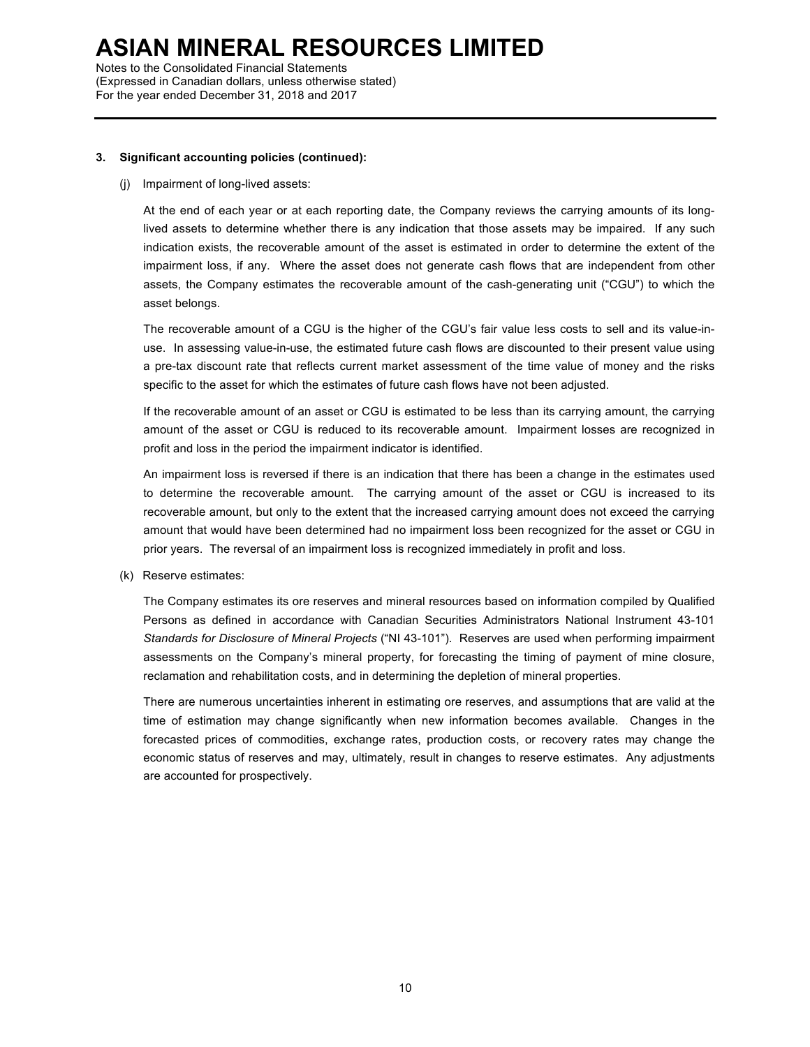### 3. Significant accounting policies (continued):

(j) Impairment of long-lived assets:

At the end of each year or at each reporting date, the Company reviews the carrying amounts of its long-lived assets to determine whether there is any indication that those assets may be impaired. If any such indication exists, the recoverable amount of the asset is estimated in order to determine the extent of the impairment loss, if any. Where the asset does not generate cash flows that are independent from other assets, the Company estimates the recoverable amount of the cash-generating unit ("CGU") to which the asset belongs.

The recoverable amount of a CGU is the higher of the CGU's fair value less costs to sell and its value-in-use. In assessing value-in-use, the estimated future cash flows are discounted to their present value using a pre-tax discount rate that reflects current market assessment of the time value of money and the risks specific to the asset for which the estimates of future cash flows have not been adjusted.

If the recoverable amount of an asset or CGU is estimated to be less than its carrying amount, the carrying amount of the asset or CGU is reduced to its recoverable amount. Impairment losses are recognized in profit and loss in the period the impairment indicator is identified.

An impairment loss is reversed if there is an indication that there has been a change in the estimates used to determine the recoverable amount. The carrying amount of the asset or CGU is increased to its recoverable amount, but only to the extent that the increased carrying amount does not exceed the carrying amount that would have been determined had no impairment loss been recognized for the asset or CGU in prior years. The reversal of an impairment loss is recognized immediately in profit and loss.

(k) Reserve estimates:

The Company estimates its ore reserves and mineral resources based on information compiled by Qualified Persons as defined in accordance with Canadian Securities Administrators National Instrument 43-101 *Standards for Disclosure of Mineral Projects* ("NI 43-101"). Reserves are used when performing impairment assessments on the Company's mineral property, for forecasting the timing of payment of mine closure, reclamation and rehabilitation costs, and in determining the depletion of mineral properties.

There are numerous uncertainties inherent in estimating ore reserves, and assumptions that are valid at the time of estimation may change significantly when new information becomes available. Changes in the forecasted prices of commodities, exchange rates, production costs, or recovery rates may change the economic status of reserves and may, ultimately, result in changes to reserve estimates. Any adjustments are accounted for prospectively.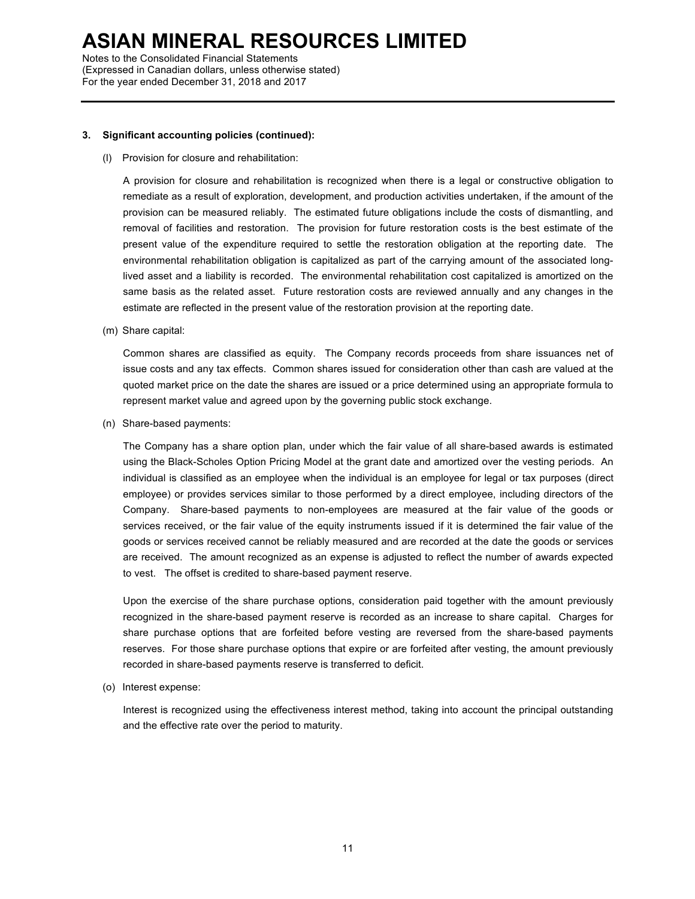### 3. Significant accounting policies (continued):

(l) Provision for closure and rehabilitation:

A provision for closure and rehabilitation is recognized when there is a legal or constructive obligation to remediate as a result of exploration, development, and production activities undertaken, if the amount of the provision can be measured reliably. The estimated future obligations include the costs of dismantling, and removal of facilities and restoration. The provision for future restoration costs is the best estimate of the present value of the expenditure required to settle the restoration obligation at the reporting date. The environmental rehabilitation obligation is capitalized as part of the carrying amount of the associated long-lived asset and a liability is recorded. The environmental rehabilitation cost capitalized is amortized on the same basis as the related asset. Future restoration costs are reviewed annually and any changes in the estimate are reflected in the present value of the restoration provision at the reporting date.

(m) Share capital:

Common shares are classified as equity. The Company records proceeds from share issuances net of issue costs and any tax effects. Common shares issued for consideration other than cash are valued at the quoted market price on the date the shares are issued or a price determined using an appropriate formula to represent market value and agreed upon by the governing public stock exchange.

(n) Share-based payments:

The Company has a share option plan, under which the fair value of all share-based awards is estimated using the Black-Scholes Option Pricing Model at the grant date and amortized over the vesting periods. An individual is classified as an employee when the individual is an employee for legal or tax purposes (direct employee) or provides services similar to those performed by a direct employee, including directors of the Company. Share-based payments to non-employees are measured at the fair value of the goods or services received, or the fair value of the equity instruments issued if it is determined the fair value of the goods or services received cannot be reliably measured and are recorded at the date the goods or services are received. The amount recognized as an expense is adjusted to reflect the number of awards expected to vest. The offset is credited to share-based payment reserve.

Upon the exercise of the share purchase options, consideration paid together with the amount previously recognized in the share-based payment reserve is recorded as an increase to share capital. Charges for share purchase options that are forfeited before vesting are reversed from the share-based payments reserves. For those share purchase options that expire or are forfeited after vesting, the amount previously recorded in share-based payments reserve is transferred to deficit.

(o) Interest expense:

Interest is recognized using the effectiveness interest method, taking into account the principal outstanding and the effective rate over the period to maturity.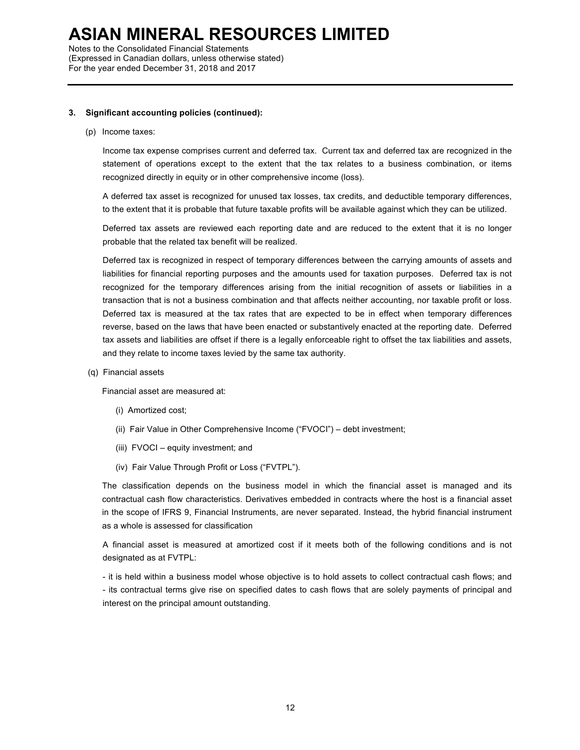**3. Significant accounting policies (continued):**

(p) Income taxes:

Income tax expense comprises current and deferred tax. Current tax and deferred tax are recognized in the statement of operations except to the extent that the tax relates to a business combination, or items recognized directly in equity or in other comprehensive income (loss).

A deferred tax asset is recognized for unused tax losses, tax credits, and deductible temporary differences, to the extent that it is probable that future taxable profits will be available against which they can be utilized.

Deferred tax assets are reviewed each reporting date and are reduced to the extent that it is no longer probable that the related tax benefit will be realized.

Deferred tax is recognized in respect of temporary differences between the carrying amounts of assets and liabilities for financial reporting purposes and the amounts used for taxation purposes. Deferred tax is not recognized for the temporary differences arising from the initial recognition of assets or liabilities in a transaction that is not a business combination and that affects neither accounting, nor taxable profit or loss. Deferred tax is measured at the tax rates that are expected to be in effect when temporary differences reverse, based on the laws that have been enacted or substantively enacted at the reporting date. Deferred tax assets and liabilities are offset if there is a legally enforceable right to offset the tax liabilities and assets, and they relate to income taxes levied by the same tax authority.

(q) Financial assets

Financial asset are measured at:

(i) Amortized cost;

(ii) Fair Value in Other Comprehensive Income ("FVOCI") – debt investment;

(iii) FVOCI – equity investment; and

(iv) Fair Value Through Profit or Loss ("FVTPL").

The classification depends on the business model in which the financial asset is managed and its contractual cash flow characteristics. Derivatives embedded in contracts where the host is a financial asset in the scope of IFRS 9, Financial Instruments, are never separated. Instead, the hybrid financial instrument as a whole is assessed for classification

A financial asset is measured at amortized cost if it meets both of the following conditions and is not designated as at FVTPL:

- it is held within a business model whose objective is to hold assets to collect contractual cash flows; and
- its contractual terms give rise on specified dates to cash flows that are solely payments of principal and interest on the principal amount outstanding.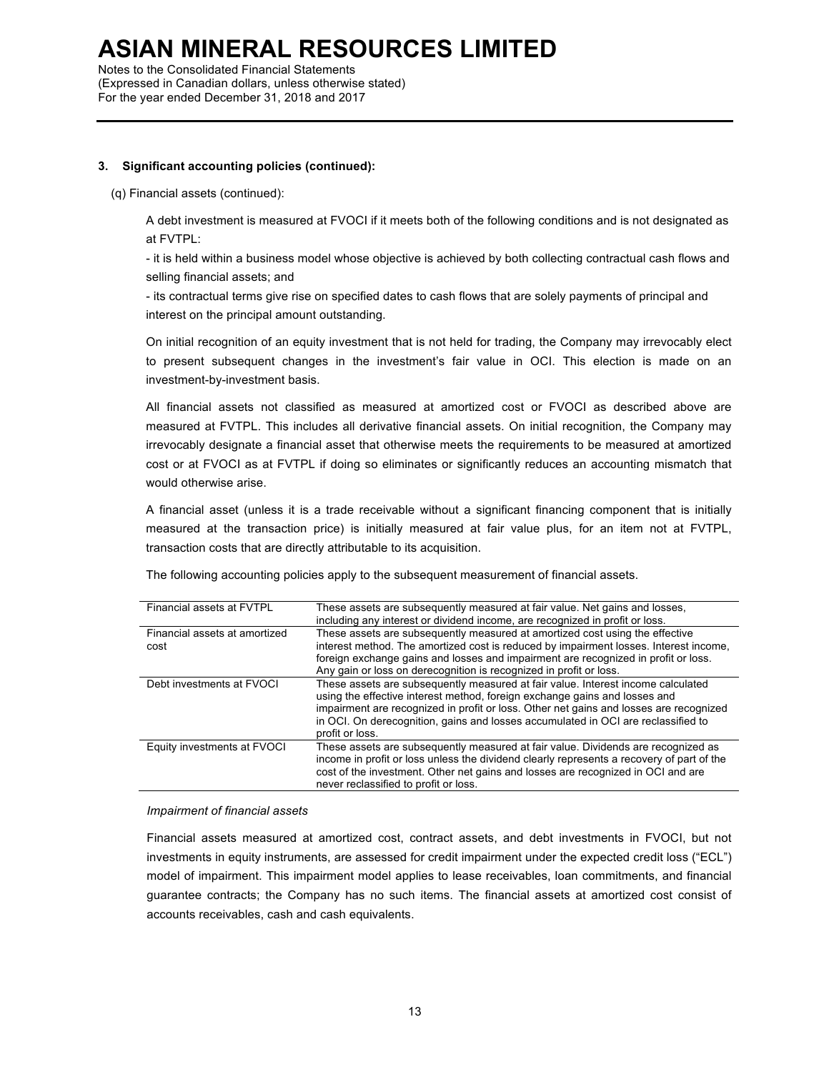### 3. Significant accounting policies (continued):

(q) Financial assets (continued):

A debt investment is measured at FVOCI if it meets both of the following conditions and is not designated as at FVTPL:

- it is held within a business model whose objective is achieved by both collecting contractual cash flows and selling financial assets; and
- its contractual terms give rise on specified dates to cash flows that are solely payments of principal and interest on the principal amount outstanding.

On initial recognition of an equity investment that is not held for trading, the Company may irrevocably elect to present subsequent changes in the investment's fair value in OCI. This election is made on an investment-by-investment basis.

All financial assets not classified as measured at amortized cost or FVOCI as described above are measured at FVTPL. This includes all derivative financial assets. On initial recognition, the Company may irrevocably designate a financial asset that otherwise meets the requirements to be measured at amortized cost or at FVOCI as at FVTPL if doing so eliminates or significantly reduces an accounting mismatch that would otherwise arise.

A financial asset (unless it is a trade receivable without a significant financing component that is initially measured at the transaction price) is initially measured at fair value plus, for an item not at FVTPL, transaction costs that are directly attributable to its acquisition.

The following accounting policies apply to the subsequent measurement of financial assets.

| | |
|---|---|
| Financial assets at FVTPL | These assets are subsequently measured at fair value. Net gains and losses, including any interest or dividend income, are recognized in profit or loss. |
| Financial assets at amortized cost | These assets are subsequently measured at amortized cost using the effective interest method. The amortized cost is reduced by impairment losses. Interest income, foreign exchange gains and losses and impairment are recognized in profit or loss. Any gain or loss on derecognition is recognized in profit or loss. |
| Debt investments at FVOCI | These assets are subsequently measured at fair value. Interest income calculated using the effective interest method, foreign exchange gains and losses and impairment are recognized in profit or loss. Other net gains and losses are recognized in OCI. On derecognition, gains and losses accumulated in OCI are reclassified to profit or loss. |
| Equity investments at FVOCI | These assets are subsequently measured at fair value. Dividends are recognized as income in profit or loss unless the dividend clearly represents a recovery of part of the cost of the investment. Other net gains and losses are recognized in OCI and are never reclassified to profit or loss. |

*Impairment of financial assets*

Financial assets measured at amortized cost, contract assets, and debt investments in FVOCI, but not investments in equity instruments, are assessed for credit impairment under the expected credit loss ("ECL") model of impairment. This impairment model applies to lease receivables, loan commitments, and financial guarantee contracts; the Company has no such items. The financial assets at amortized cost consist of accounts receivables, cash and cash equivalents.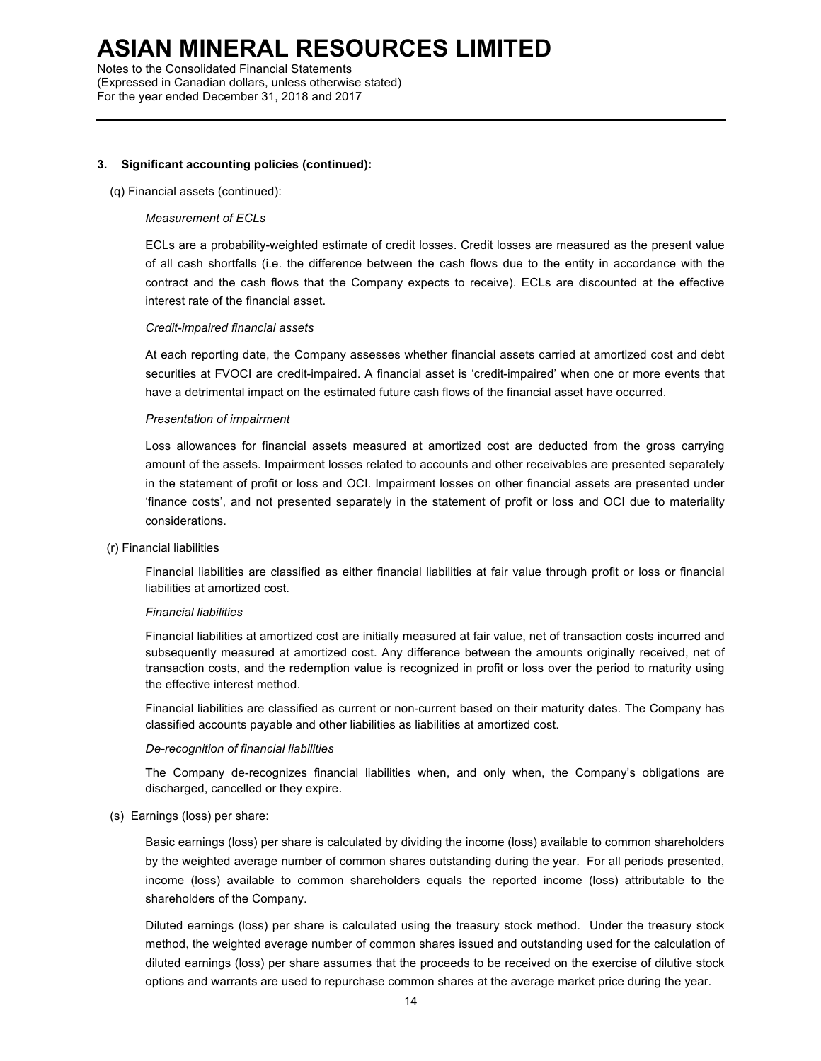**3. Significant accounting policies (continued):**

(q) Financial assets (continued):

*Measurement of ECLs*

ECLs are a probability-weighted estimate of credit losses. Credit losses are measured as the present value of all cash shortfalls (i.e. the difference between the cash flows due to the entity in accordance with the contract and the cash flows that the Company expects to receive). ECLs are discounted at the effective interest rate of the financial asset.

*Credit-impaired financial assets*

At each reporting date, the Company assesses whether financial assets carried at amortized cost and debt securities at FVOCI are credit-impaired. A financial asset is 'credit-impaired' when one or more events that have a detrimental impact on the estimated future cash flows of the financial asset have occurred.

*Presentation of impairment*

Loss allowances for financial assets measured at amortized cost are deducted from the gross carrying amount of the assets. Impairment losses related to accounts and other receivables are presented separately in the statement of profit or loss and OCI. Impairment losses on other financial assets are presented under 'finance costs', and not presented separately in the statement of profit or loss and OCI due to materiality considerations.

(r) Financial liabilities

Financial liabilities are classified as either financial liabilities at fair value through profit or loss or financial liabilities at amortized cost.

*Financial liabilities*

Financial liabilities at amortized cost are initially measured at fair value, net of transaction costs incurred and subsequently measured at amortized cost. Any difference between the amounts originally received, net of transaction costs, and the redemption value is recognized in profit or loss over the period to maturity using the effective interest method.

Financial liabilities are classified as current or non-current based on their maturity dates. The Company has classified accounts payable and other liabilities as liabilities at amortized cost.

*De-recognition of financial liabilities*

The Company de-recognizes financial liabilities when, and only when, the Company's obligations are discharged, cancelled or they expire.

(s) Earnings (loss) per share:

Basic earnings (loss) per share is calculated by dividing the income (loss) available to common shareholders by the weighted average number of common shares outstanding during the year. For all periods presented, income (loss) available to common shareholders equals the reported income (loss) attributable to the shareholders of the Company.

Diluted earnings (loss) per share is calculated using the treasury stock method. Under the treasury stock method, the weighted average number of common shares issued and outstanding used for the calculation of diluted earnings (loss) per share assumes that the proceeds to be received on the exercise of dilutive stock options and warrants are used to repurchase common shares at the average market price during the year.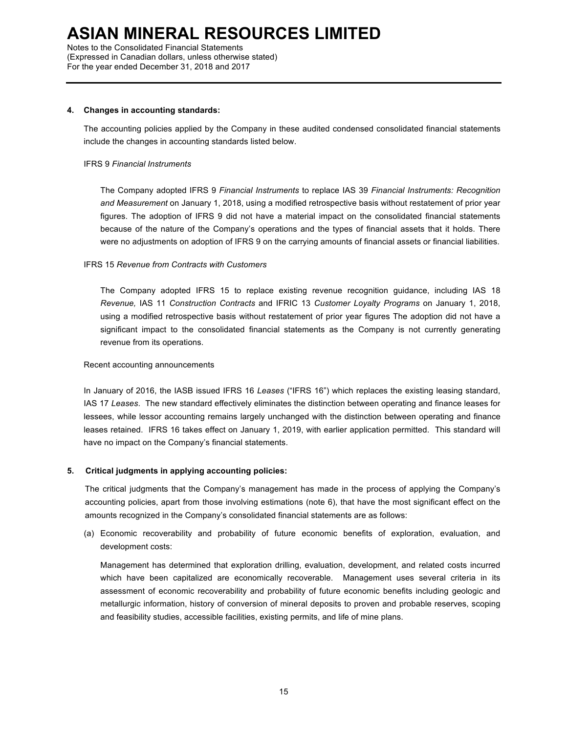### 4. Changes in accounting standards:

The accounting policies applied by the Company in these audited condensed consolidated financial statements include the changes in accounting standards listed below.

IFRS 9 *Financial Instruments*

The Company adopted IFRS 9 *Financial Instruments* to replace IAS 39 *Financial Instruments: Recognition and Measurement* on January 1, 2018, using a modified retrospective basis without restatement of prior year figures. The adoption of IFRS 9 did not have a material impact on the consolidated financial statements because of the nature of the Company's operations and the types of financial assets that it holds. There were no adjustments on adoption of IFRS 9 on the carrying amounts of financial assets or financial liabilities.

IFRS 15 *Revenue from Contracts with Customers*

The Company adopted IFRS 15 to replace existing revenue recognition guidance, including IAS 18 *Revenue,* IAS 11 *Construction Contracts* and IFRIC 13 *Customer Loyalty Programs* on January 1, 2018, using a modified retrospective basis without restatement of prior year figures The adoption did not have a significant impact to the consolidated financial statements as the Company is not currently generating revenue from its operations.

Recent accounting announcements

In January of 2016, the IASB issued IFRS 16 *Leases* ("IFRS 16") which replaces the existing leasing standard, IAS 17 *Leases*. The new standard effectively eliminates the distinction between operating and finance leases for lessees, while lessor accounting remains largely unchanged with the distinction between operating and finance leases retained. IFRS 16 takes effect on January 1, 2019, with earlier application permitted. This standard will have no impact on the Company's financial statements.

### 5. Critical judgments in applying accounting policies:

The critical judgments that the Company's management has made in the process of applying the Company's accounting policies, apart from those involving estimations (note 6), that have the most significant effect on the amounts recognized in the Company's consolidated financial statements are as follows:

(a) Economic recoverability and probability of future economic benefits of exploration, evaluation, and development costs:

Management has determined that exploration drilling, evaluation, development, and related costs incurred which have been capitalized are economically recoverable. Management uses several criteria in its assessment of economic recoverability and probability of future economic benefits including geologic and metallurgic information, history of conversion of mineral deposits to proven and probable reserves, scoping and feasibility studies, accessible facilities, existing permits, and life of mine plans.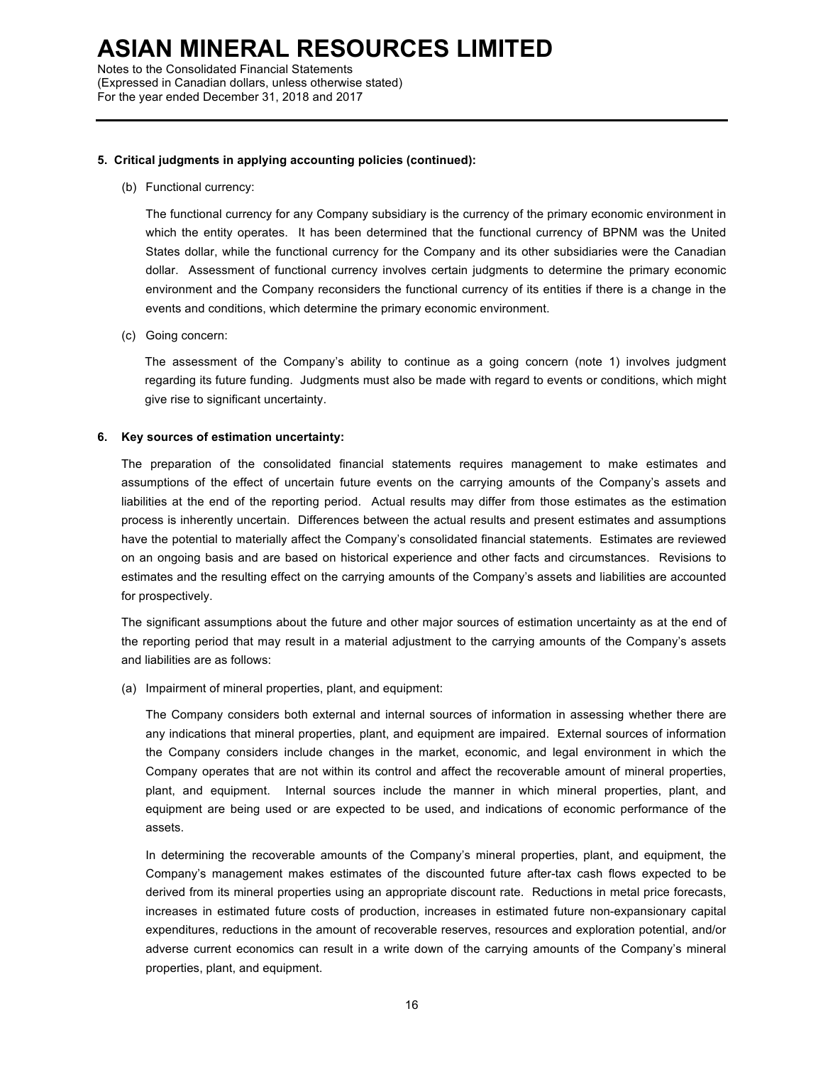**5. Critical judgments in applying accounting policies (continued):**

(b) Functional currency:

The functional currency for any Company subsidiary is the currency of the primary economic environment in which the entity operates. It has been determined that the functional currency of BPNM was the United States dollar, while the functional currency for the Company and its other subsidiaries were the Canadian dollar. Assessment of functional currency involves certain judgments to determine the primary economic environment and the Company reconsiders the functional currency of its entities if there is a change in the events and conditions, which determine the primary economic environment.

(c) Going concern:

The assessment of the Company's ability to continue as a going concern (note 1) involves judgment regarding its future funding. Judgments must also be made with regard to events or conditions, which might give rise to significant uncertainty.

**6. Key sources of estimation uncertainty:**

The preparation of the consolidated financial statements requires management to make estimates and assumptions of the effect of uncertain future events on the carrying amounts of the Company's assets and liabilities at the end of the reporting period. Actual results may differ from those estimates as the estimation process is inherently uncertain. Differences between the actual results and present estimates and assumptions have the potential to materially affect the Company's consolidated financial statements. Estimates are reviewed on an ongoing basis and are based on historical experience and other facts and circumstances. Revisions to estimates and the resulting effect on the carrying amounts of the Company's assets and liabilities are accounted for prospectively.

The significant assumptions about the future and other major sources of estimation uncertainty as at the end of the reporting period that may result in a material adjustment to the carrying amounts of the Company's assets and liabilities are as follows:

(a) Impairment of mineral properties, plant, and equipment:

The Company considers both external and internal sources of information in assessing whether there are any indications that mineral properties, plant, and equipment are impaired. External sources of information the Company considers include changes in the market, economic, and legal environment in which the Company operates that are not within its control and affect the recoverable amount of mineral properties, plant, and equipment. Internal sources include the manner in which mineral properties, plant, and equipment are being used or are expected to be used, and indications of economic performance of the assets.

In determining the recoverable amounts of the Company's mineral properties, plant, and equipment, the Company's management makes estimates of the discounted future after-tax cash flows expected to be derived from its mineral properties using an appropriate discount rate. Reductions in metal price forecasts, increases in estimated future costs of production, increases in estimated future non-expansionary capital expenditures, reductions in the amount of recoverable reserves, resources and exploration potential, and/or adverse current economics can result in a write down of the carrying amounts of the Company's mineral properties, plant, and equipment.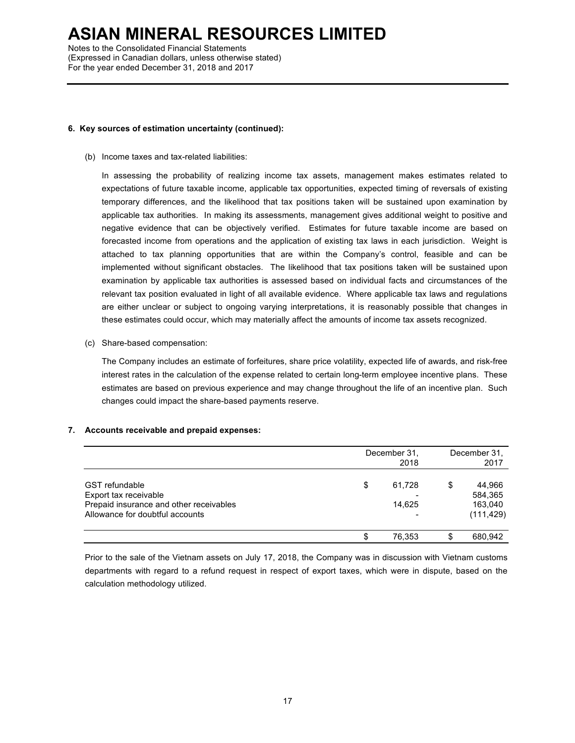#### 6. Key sources of estimation uncertainty (continued):

(b) Income taxes and tax-related liabilities:

In assessing the probability of realizing income tax assets, management makes estimates related to expectations of future taxable income, applicable tax opportunities, expected timing of reversals of existing temporary differences, and the likelihood that tax positions taken will be sustained upon examination by applicable tax authorities. In making its assessments, management gives additional weight to positive and negative evidence that can be objectively verified. Estimates for future taxable income are based on forecasted income from operations and the application of existing tax laws in each jurisdiction. Weight is attached to tax planning opportunities that are within the Company's control, feasible and can be implemented without significant obstacles. The likelihood that tax positions taken will be sustained upon examination by applicable tax authorities is assessed based on individual facts and circumstances of the relevant tax position evaluated in light of all available evidence. Where applicable tax laws and regulations are either unclear or subject to ongoing varying interpretations, it is reasonably possible that changes in these estimates could occur, which may materially affect the amounts of income tax assets recognized.

(c) Share-based compensation:

The Company includes an estimate of forfeitures, share price volatility, expected life of awards, and risk-free interest rates in the calculation of the expense related to certain long-term employee incentive plans. These estimates are based on previous experience and may change throughout the life of an incentive plan. Such changes could impact the share-based payments reserve.

#### 7. Accounts receivable and prepaid expenses:

| | December 31, 2018 | December 31, 2017 |
|---|---|---|
| GST refundable | $ 61,728 | $ 44,966 |
| Export tax receivable | - | 584,365 |
| Prepaid insurance and other receivables | 14,625 | 163,040 |
| Allowance for doubtful accounts | - | (111,429) |
| | $ 76,353 | $ 680,942 |

Prior to the sale of the Vietnam assets on July 17, 2018, the Company was in discussion with Vietnam customs departments with regard to a refund request in respect of export taxes, which were in dispute, based on the calculation methodology utilized.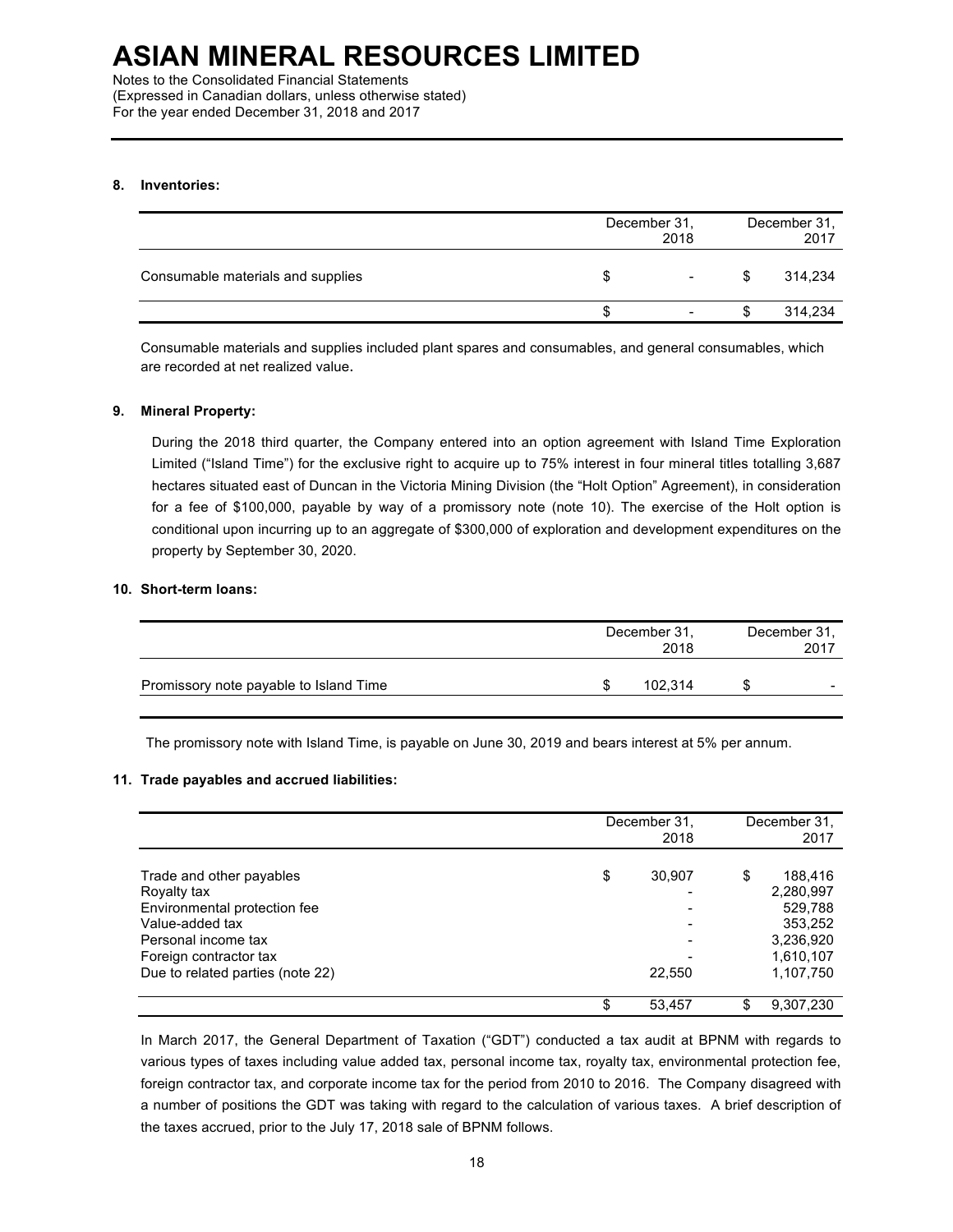## 8. Inventories:

| | December 31, 2018 | December 31, 2017 |
|---|---|---|
| Consumable materials and supplies | $ - | $ 314,234 |
| | $ - | $ 314,234 |

Consumable materials and supplies included plant spares and consumables, and general consumables, which are recorded at net realized value.

## 9. Mineral Property:

During the 2018 third quarter, the Company entered into an option agreement with Island Time Exploration Limited ("Island Time") for the exclusive right to acquire up to 75% interest in four mineral titles totalling 3,687 hectares situated east of Duncan in the Victoria Mining Division (the "Holt Option" Agreement), in consideration for a fee of $100,000, payable by way of a promissory note (note 10). The exercise of the Holt option is conditional upon incurring up to an aggregate of $300,000 of exploration and development expenditures on the property by September 30, 2020.

## 10. Short-term loans:

| | December 31, 2018 | December 31, 2017 |
|---|---|---|
| Promissory note payable to Island Time | $ 102,314 | $ - |

The promissory note with Island Time, is payable on June 30, 2019 and bears interest at 5% per annum.

## 11. Trade payables and accrued liabilities:

| | December 31, 2018 | December 31, 2017 |
|---|---|---|
| Trade and other payables | $ 30,907 | $ 188,416 |
| Royalty tax | - | 2,280,997 |
| Environmental protection fee | - | 529,788 |
| Value-added tax | - | 353,252 |
| Personal income tax | - | 3,236,920 |
| Foreign contractor tax | - | 1,610,107 |
| Due to related parties (note 22) | 22,550 | 1,107,750 |
| | $ 53,457 | $ 9,307,230 |

In March 2017, the General Department of Taxation ("GDT") conducted a tax audit at BPNM with regards to various types of taxes including value added tax, personal income tax, royalty tax, environmental protection fee, foreign contractor tax, and corporate income tax for the period from 2010 to 2016. The Company disagreed with a number of positions the GDT was taking with regard to the calculation of various taxes. A brief description of the taxes accrued, prior to the July 17, 2018 sale of BPNM follows.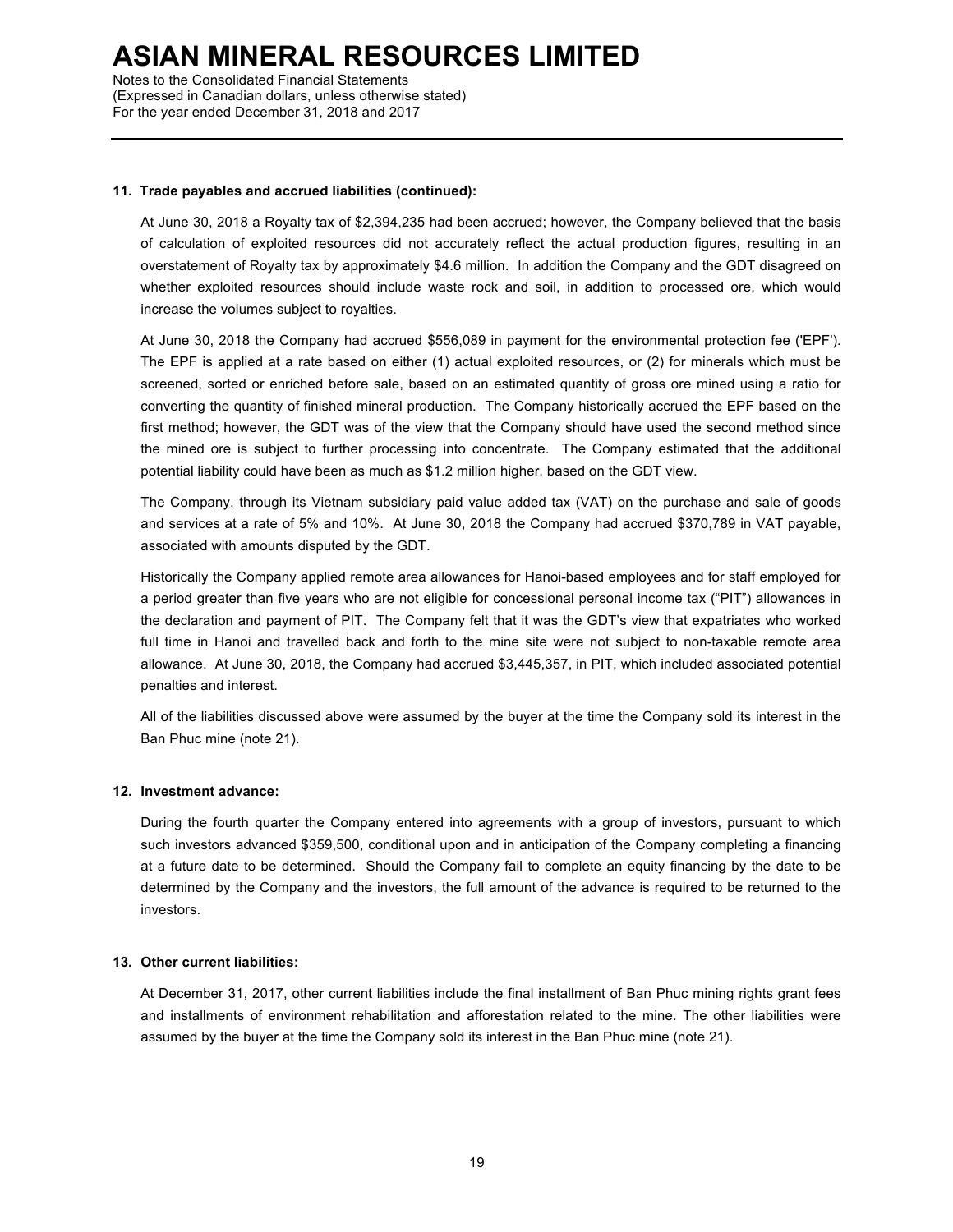#### 11. Trade payables and accrued liabilities (continued):

At June 30, 2018 a Royalty tax of $2,394,235 had been accrued; however, the Company believed that the basis of calculation of exploited resources did not accurately reflect the actual production figures, resulting in an overstatement of Royalty tax by approximately $4.6 million. In addition the Company and the GDT disagreed on whether exploited resources should include waste rock and soil, in addition to processed ore, which would increase the volumes subject to royalties.

At June 30, 2018 the Company had accrued $556,089 in payment for the environmental protection fee ('EPF'). The EPF is applied at a rate based on either (1) actual exploited resources, or (2) for minerals which must be screened, sorted or enriched before sale, based on an estimated quantity of gross ore mined using a ratio for converting the quantity of finished mineral production. The Company historically accrued the EPF based on the first method; however, the GDT was of the view that the Company should have used the second method since the mined ore is subject to further processing into concentrate. The Company estimated that the additional potential liability could have been as much as $1.2 million higher, based on the GDT view.

The Company, through its Vietnam subsidiary paid value added tax (VAT) on the purchase and sale of goods and services at a rate of 5% and 10%. At June 30, 2018 the Company had accrued $370,789 in VAT payable, associated with amounts disputed by the GDT.

Historically the Company applied remote area allowances for Hanoi-based employees and for staff employed for a period greater than five years who are not eligible for concessional personal income tax ("PIT") allowances in the declaration and payment of PIT. The Company felt that it was the GDT's view that expatriates who worked full time in Hanoi and travelled back and forth to the mine site were not subject to non-taxable remote area allowance. At June 30, 2018, the Company had accrued $3,445,357, in PIT, which included associated potential penalties and interest.

All of the liabilities discussed above were assumed by the buyer at the time the Company sold its interest in the Ban Phuc mine (note 21).

#### 12. Investment advance:

During the fourth quarter the Company entered into agreements with a group of investors, pursuant to which such investors advanced $359,500, conditional upon and in anticipation of the Company completing a financing at a future date to be determined. Should the Company fail to complete an equity financing by the date to be determined by the Company and the investors, the full amount of the advance is required to be returned to the investors.

#### 13. Other current liabilities:

At December 31, 2017, other current liabilities include the final installment of Ban Phuc mining rights grant fees and installments of environment rehabilitation and afforestation related to the mine. The other liabilities were assumed by the buyer at the time the Company sold its interest in the Ban Phuc mine (note 21).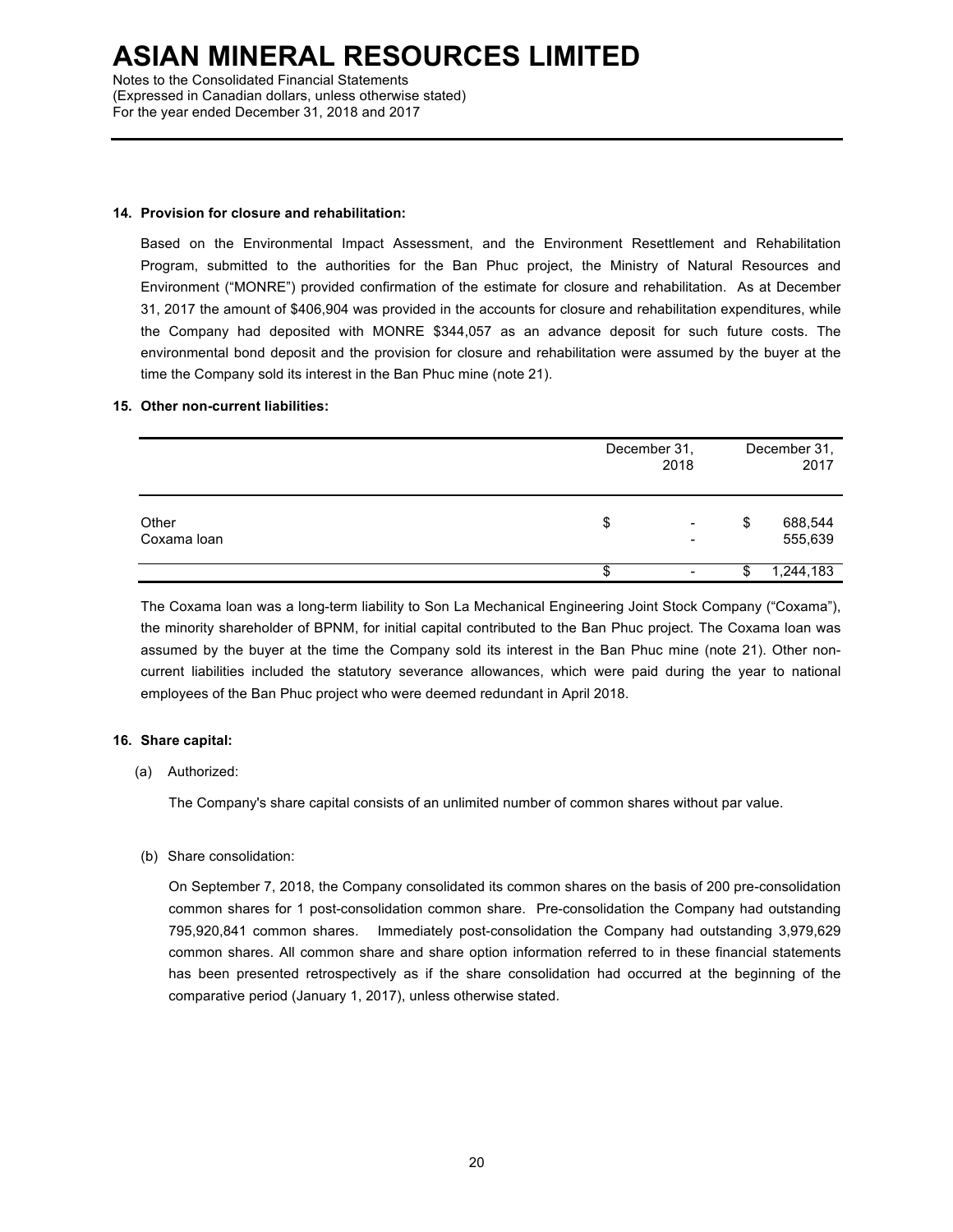# ASIAN MINERAL RESOURCES LIMITED

Notes to the Consolidated Financial Statements
(Expressed in Canadian dollars, unless otherwise stated)
For the year ended December 31, 2018 and 2017

**14. Provision for closure and rehabilitation:**

Based on the Environmental Impact Assessment, and the Environment Resettlement and Rehabilitation Program, submitted to the authorities for the Ban Phuc project, the Ministry of Natural Resources and Environment ("MONRE") provided confirmation of the estimate for closure and rehabilitation. As at December 31, 2017 the amount of $406,904 was provided in the accounts for closure and rehabilitation expenditures, while the Company had deposited with MONRE $344,057 as an advance deposit for such future costs. The environmental bond deposit and the provision for closure and rehabilitation were assumed by the buyer at the time the Company sold its interest in the Ban Phuc mine (note 21).

**15. Other non-current liabilities:**

| | December 31, 2018 | December 31, 2017 |
|---|---|---|
| Other | $ - | $ 688,544 |
| Coxama loan | - | 555,639 |
| | $ - | $ 1,244,183 |

The Coxama loan was a long-term liability to Son La Mechanical Engineering Joint Stock Company ("Coxama"), the minority shareholder of BPNM, for initial capital contributed to the Ban Phuc project. The Coxama loan was assumed by the buyer at the time the Company sold its interest in the Ban Phuc mine (note 21). Other non-current liabilities included the statutory severance allowances, which were paid during the year to national employees of the Ban Phuc project who were deemed redundant in April 2018.

**16. Share capital:**

(a) Authorized:

The Company's share capital consists of an unlimited number of common shares without par value.

(b) Share consolidation:

On September 7, 2018, the Company consolidated its common shares on the basis of 200 pre-consolidation common shares for 1 post-consolidation common share. Pre-consolidation the Company had outstanding 795,920,841 common shares. Immediately post-consolidation the Company had outstanding 3,979,629 common shares. All common share and share option information referred to in these financial statements has been presented retrospectively as if the share consolidation had occurred at the beginning of the comparative period (January 1, 2017), unless otherwise stated.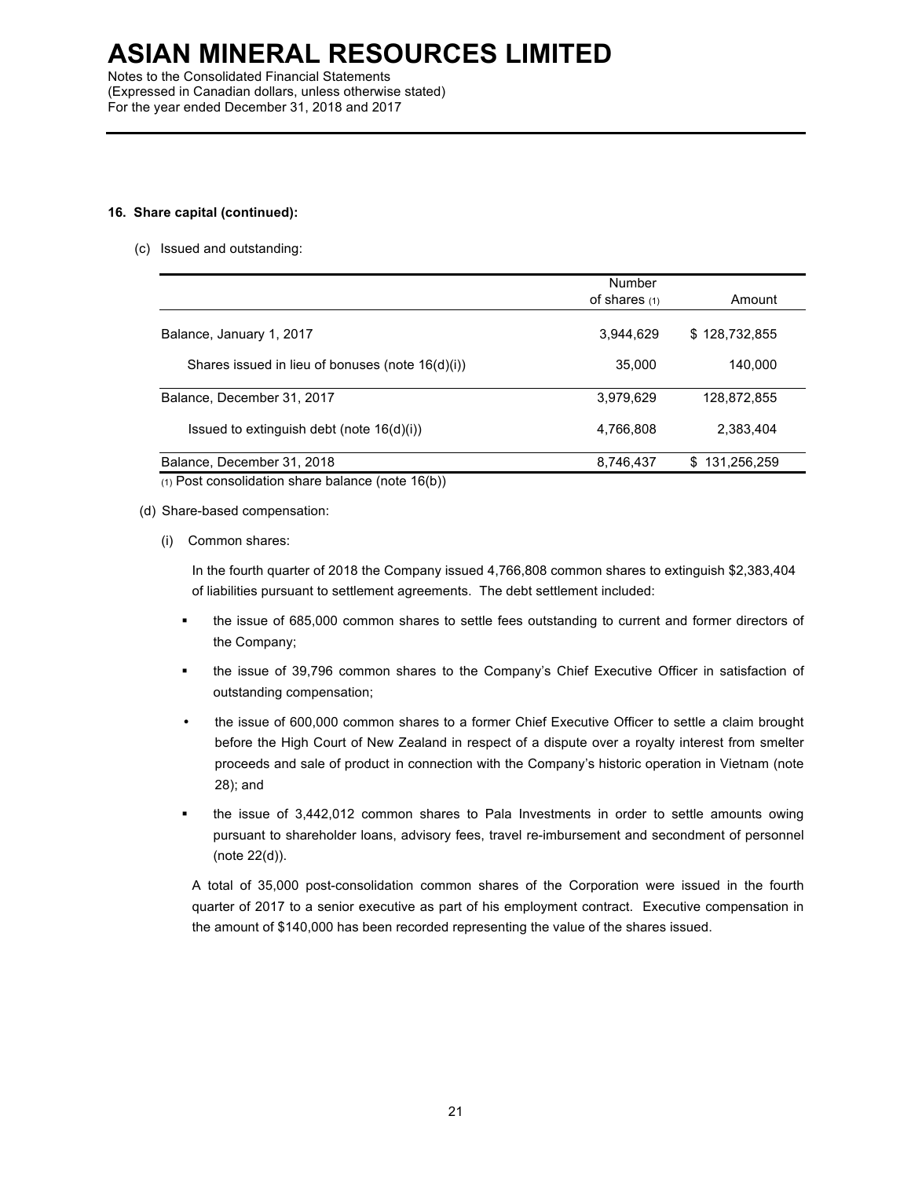## 16. Share capital (continued):

(c) Issued and outstanding:

| | Number of shares (1) | Amount |
|---|---|---|
| Balance, January 1, 2017 | 3,944,629 | $ 128,732,855 |
| Shares issued in lieu of bonuses (note 16(d)(i)) | 35,000 | 140,000 |
| Balance, December 31, 2017 | 3,979,629 | 128,872,855 |
| Issued to extinguish debt (note 16(d)(i)) | 4,766,808 | 2,383,404 |
| Balance, December 31, 2018 | 8,746,437 | $ 131,256,259 |

(1) Post consolidation share balance (note 16(b))

(d) Share-based compensation:

(i) Common shares:

In the fourth quarter of 2018 the Company issued 4,766,808 common shares to extinguish $2,383,404 of liabilities pursuant to settlement agreements. The debt settlement included:

- the issue of 685,000 common shares to settle fees outstanding to current and former directors of the Company;
- the issue of 39,796 common shares to the Company's Chief Executive Officer in satisfaction of outstanding compensation;
- the issue of 600,000 common shares to a former Chief Executive Officer to settle a claim brought before the High Court of New Zealand in respect of a dispute over a royalty interest from smelter proceeds and sale of product in connection with the Company's historic operation in Vietnam (note 28); and
- the issue of 3,442,012 common shares to Pala Investments in order to settle amounts owing pursuant to shareholder loans, advisory fees, travel re-imbursement and secondment of personnel (note 22(d)).

A total of 35,000 post-consolidation common shares of the Corporation were issued in the fourth quarter of 2017 to a senior executive as part of his employment contract. Executive compensation in the amount of $140,000 has been recorded representing the value of the shares issued.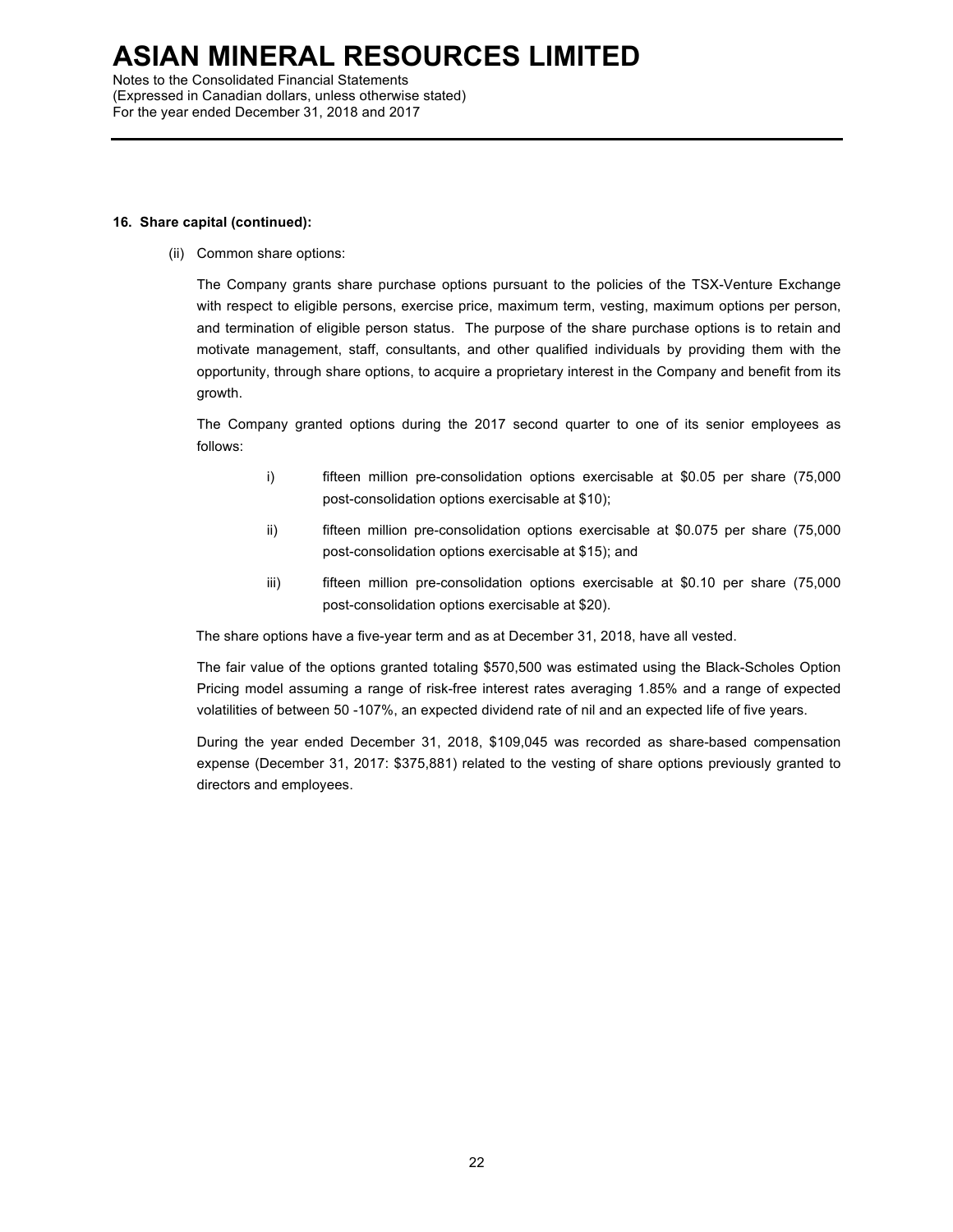**16. Share capital (continued):**

(ii) Common share options:

The Company grants share purchase options pursuant to the policies of the TSX-Venture Exchange with respect to eligible persons, exercise price, maximum term, vesting, maximum options per person, and termination of eligible person status. The purpose of the share purchase options is to retain and motivate management, staff, consultants, and other qualified individuals by providing them with the opportunity, through share options, to acquire a proprietary interest in the Company and benefit from its growth.

The Company granted options during the 2017 second quarter to one of its senior employees as follows:

i) fifteen million pre-consolidation options exercisable at $0.05 per share (75,000 post-consolidation options exercisable at $10);

ii) fifteen million pre-consolidation options exercisable at $0.075 per share (75,000 post-consolidation options exercisable at $15); and

iii) fifteen million pre-consolidation options exercisable at $0.10 per share (75,000 post-consolidation options exercisable at $20).

The share options have a five-year term and as at December 31, 2018, have all vested.

The fair value of the options granted totaling $570,500 was estimated using the Black-Scholes Option Pricing model assuming a range of risk-free interest rates averaging 1.85% and a range of expected volatilities of between 50 -107%, an expected dividend rate of nil and an expected life of five years.

During the year ended December 31, 2018, $109,045 was recorded as share-based compensation expense (December 31, 2017: $375,881) related to the vesting of share options previously granted to directors and employees.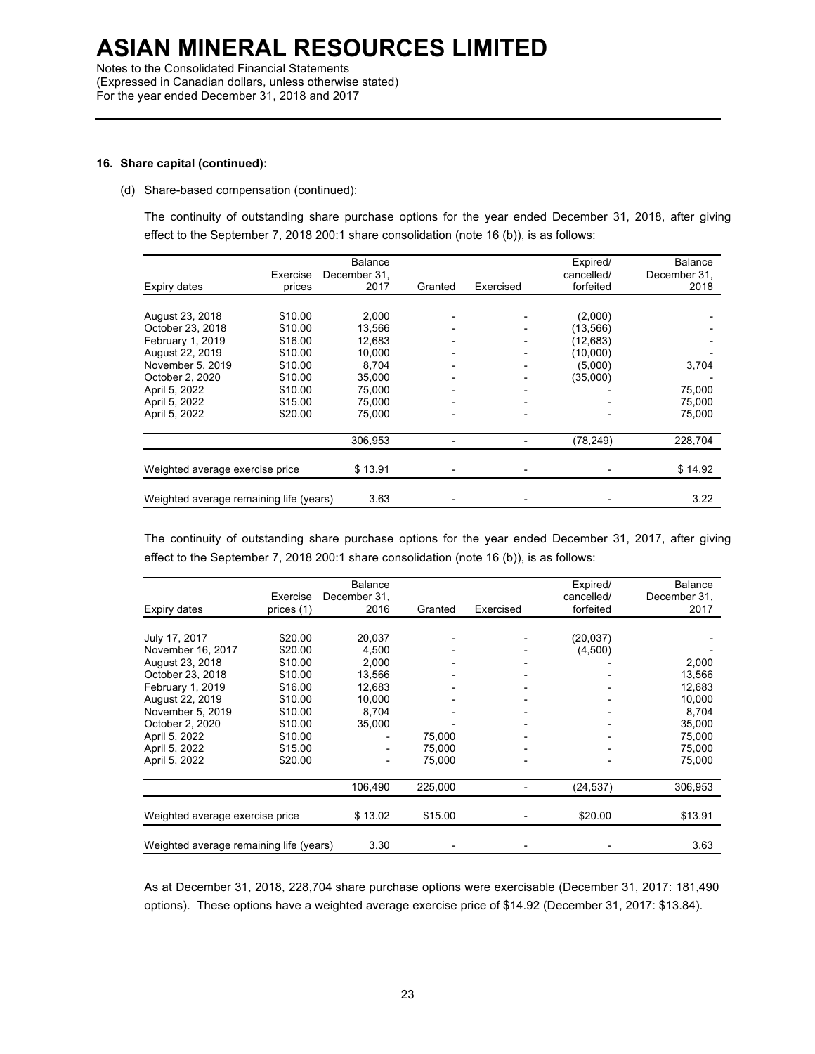### 16. Share capital (continued):

(d) Share-based compensation (continued):

The continuity of outstanding share purchase options for the year ended December 31, 2018, after giving effect to the September 7, 2018 200:1 share consolidation (note 16 (b)), is as follows:

| Expiry dates | Exercise prices | Balance December 31, 2017 | Granted | Exercised | Expired/ cancelled/ forfeited | Balance December 31, 2018 |
|---|---|---|---|---|---|---|
| August 23, 2018 | $10.00 | 2,000 | - | - | (2,000) | - |
| October 23, 2018 | $10.00 | 13,566 | - | - | (13,566) | - |
| February 1, 2019 | $16.00 | 12,683 | - | - | (12,683) | - |
| August 22, 2019 | $10.00 | 10,000 | - | - | (10,000) | - |
| November 5, 2019 | $10.00 | 8,704 | - | - | (5,000) | 3,704 |
| October 2, 2020 | $10.00 | 35,000 | - | - | (35,000) | - |
| April 5, 2022 | $10.00 | 75,000 | - | - | - | 75,000 |
| April 5, 2022 | $15.00 | 75,000 | - | - | - | 75,000 |
| April 5, 2022 | $20.00 | 75,000 | - | - | - | 75,000 |
| | | 306,953 | - | - | (78,249) | 228,704 |
| Weighted average exercise price | | $ 13.91 | - | - | - | $ 14.92 |
| Weighted average remaining life (years) | | 3.63 | - | - | - | 3.22 |

The continuity of outstanding share purchase options for the year ended December 31, 2017, after giving effect to the September 7, 2018 200:1 share consolidation (note 16 (b)), is as follows:

| Expiry dates | Exercise prices (1) | Balance December 31, 2016 | Granted | Exercised | Expired/ cancelled/ forfeited | Balance December 31, 2017 |
|---|---|---|---|---|---|---|
| July 17, 2017 | $20.00 | 20,037 | - | - | (20,037) | - |
| November 16, 2017 | $20.00 | 4,500 | - | - | (4,500) | - |
| August 23, 2018 | $10.00 | 2,000 | - | - | - | 2,000 |
| October 23, 2018 | $10.00 | 13,566 | - | - | - | 13,566 |
| February 1, 2019 | $16.00 | 12,683 | - | - | - | 12,683 |
| August 22, 2019 | $10.00 | 10,000 | - | - | - | 10,000 |
| November 5, 2019 | $10.00 | 8,704 | - | - | - | 8,704 |
| October 2, 2020 | $10.00 | 35,000 | - | - | - | 35,000 |
| April 5, 2022 | $10.00 | - | 75,000 | - | - | 75,000 |
| April 5, 2022 | $15.00 | - | 75,000 | - | - | 75,000 |
| April 5, 2022 | $20.00 | - | 75,000 | - | - | 75,000 |
| | | 106,490 | 225,000 | - | (24,537) | 306,953 |
| Weighted average exercise price | | $ 13.02 | $15.00 | - | $20.00 | $13.91 |
| Weighted average remaining life (years) | | 3.30 | - | - | - | 3.63 |

As at December 31, 2018, 228,704 share purchase options were exercisable (December 31, 2017: 181,490 options). These options have a weighted average exercise price of $14.92 (December 31, 2017: $13.84).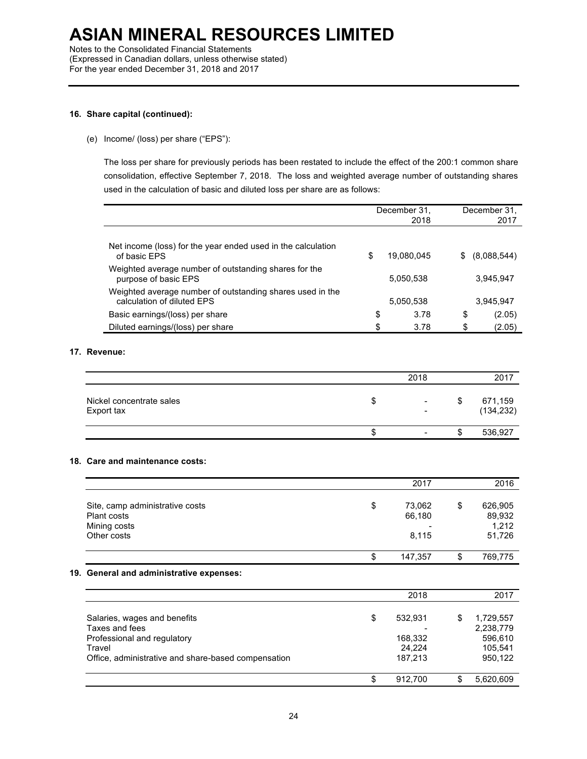# ASIAN MINERAL RESOURCES LIMITED

Notes to the Consolidated Financial Statements
(Expressed in Canadian dollars, unless otherwise stated)
For the year ended December 31, 2018 and 2017

**16. Share capital (continued):**

(e) Income/ (loss) per share ("EPS"):

The loss per share for previously periods has been restated to include the effect of the 200:1 common share consolidation, effective September 7, 2018. The loss and weighted average number of outstanding shares used in the calculation of basic and diluted loss per share are as follows:

| | December 31, 2018 | December 31, 2017 |
|---|---|---|
| Net income (loss) for the year ended used in the calculation of basic EPS | $ 19,080,045 | $ (8,088,544) |
| Weighted average number of outstanding shares for the purpose of basic EPS | 5,050,538 | 3,945,947 |
| Weighted average number of outstanding shares used in the calculation of diluted EPS | 5,050,538 | 3,945,947 |
| Basic earnings/(loss) per share | $ 3.78 | $ (2.05) |
| Diluted earnings/(loss) per share | $ 3.78 | $ (2.05) |

**17. Revenue:**

| | 2018 | 2017 |
|---|---|---|
| Nickel concentrate sales | $ - | $ 671,159 |
| Export tax | - | (134,232) |
| | $ - | $ 536,927 |

**18. Care and maintenance costs:**

| | 2017 | 2016 |
|---|---|---|
| Site, camp administrative costs | $ 73,062 | $ 626,905 |
| Plant costs | 66,180 | 89,932 |
| Mining costs | - | 1,212 |
| Other costs | 8,115 | 51,726 |
| | $ 147,357 | $ 769,775 |

**19. General and administrative expenses:**

| | 2018 | 2017 |
|---|---|---|
| Salaries, wages and benefits | $ 532,931 | $ 1,729,557 |
| Taxes and fees | - | 2,238,779 |
| Professional and regulatory | 168,332 | 596,610 |
| Travel | 24,224 | 105,541 |
| Office, administrative and share-based compensation | 187,213 | 950,122 |
| | $ 912,700 | $ 5,620,609 |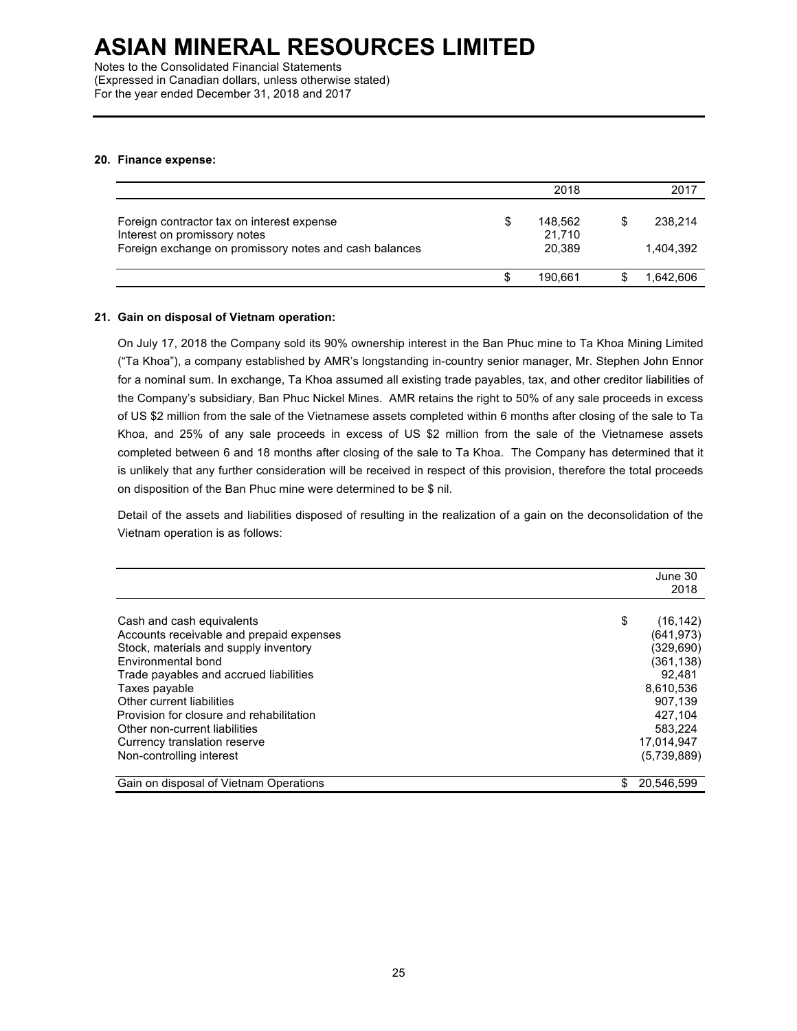#### 20. Finance expense:

| | 2018 | 2017 |
|---|---|---|
| Foreign contractor tax on interest expense | $ 148,562 | $ 238,214 |
| Interest on promissory notes | 21,710 | |
| Foreign exchange on promissory notes and cash balances | 20,389 | 1,404,392 |
| | $ 190,661 | $ 1,642,606 |

#### 21. Gain on disposal of Vietnam operation:

On July 17, 2018 the Company sold its 90% ownership interest in the Ban Phuc mine to Ta Khoa Mining Limited ("Ta Khoa"), a company established by AMR's longstanding in-country senior manager, Mr. Stephen John Ennor for a nominal sum. In exchange, Ta Khoa assumed all existing trade payables, tax, and other creditor liabilities of the Company's subsidiary, Ban Phuc Nickel Mines. AMR retains the right to 50% of any sale proceeds in excess of US $2 million from the sale of the Vietnamese assets completed within 6 months after closing of the sale to Ta Khoa, and 25% of any sale proceeds in excess of US $2 million from the sale of the Vietnamese assets completed between 6 and 18 months after closing of the sale to Ta Khoa. The Company has determined that it is unlikely that any further consideration will be received in respect of this provision, therefore the total proceeds on disposition of the Ban Phuc mine were determined to be $ nil.

Detail of the assets and liabilities disposed of resulting in the realization of a gain on the deconsolidation of the Vietnam operation is as follows:

| | June 30 2018 |
|---|---|
| Cash and cash equivalents | $ (16,142) |
| Accounts receivable and prepaid expenses | (641,973) |
| Stock, materials and supply inventory | (329,690) |
| Environmental bond | (361,138) |
| Trade payables and accrued liabilities | 92,481 |
| Taxes payable | 8,610,536 |
| Other current liabilities | 907,139 |
| Provision for closure and rehabilitation | 427,104 |
| Other non-current liabilities | 583,224 |
| Currency translation reserve | 17,014,947 |
| Non-controlling interest | (5,739,889) |
| Gain on disposal of Vietnam Operations | $ 20,546,599 |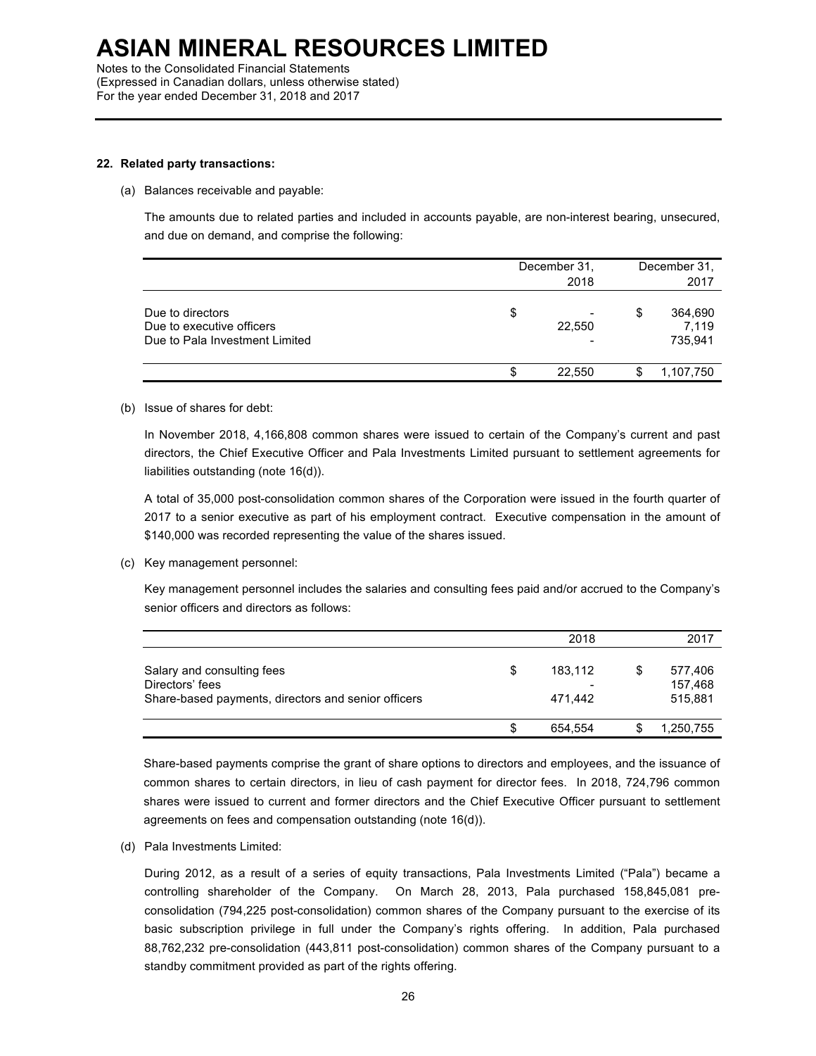## 22. Related party transactions:

(a) Balances receivable and payable:

The amounts due to related parties and included in accounts payable, are non-interest bearing, unsecured, and due on demand, and comprise the following:

| | December 31, 2018 | December 31, 2017 |
|---|---|---|
| Due to directors | $ - | $ 364,690 |
| Due to executive officers | 22,550 | 7,119 |
| Due to Pala Investment Limited | - | 735,941 |
| | $ 22,550 | $ 1,107,750 |

(b) Issue of shares for debt:

In November 2018, 4,166,808 common shares were issued to certain of the Company's current and past directors, the Chief Executive Officer and Pala Investments Limited pursuant to settlement agreements for liabilities outstanding (note 16(d)).

A total of 35,000 post-consolidation common shares of the Corporation were issued in the fourth quarter of 2017 to a senior executive as part of his employment contract. Executive compensation in the amount of $140,000 was recorded representing the value of the shares issued.

(c) Key management personnel:

Key management personnel includes the salaries and consulting fees paid and/or accrued to the Company's senior officers and directors as follows:

| | 2018 | 2017 |
|---|---|---|
| Salary and consulting fees | $ 183,112 | $ 577,406 |
| Directors' fees | - | 157,468 |
| Share-based payments, directors and senior officers | 471,442 | 515,881 |
| | $ 654,554 | $ 1,250,755 |

Share-based payments comprise the grant of share options to directors and employees, and the issuance of common shares to certain directors, in lieu of cash payment for director fees. In 2018, 724,796 common shares were issued to current and former directors and the Chief Executive Officer pursuant to settlement agreements on fees and compensation outstanding (note 16(d)).

(d) Pala Investments Limited:

During 2012, as a result of a series of equity transactions, Pala Investments Limited ("Pala") became a controlling shareholder of the Company. On March 28, 2013, Pala purchased 158,845,081 pre-consolidation (794,225 post-consolidation) common shares of the Company pursuant to the exercise of its basic subscription privilege in full under the Company's rights offering. In addition, Pala purchased 88,762,232 pre-consolidation (443,811 post-consolidation) common shares of the Company pursuant to a standby commitment provided as part of the rights offering.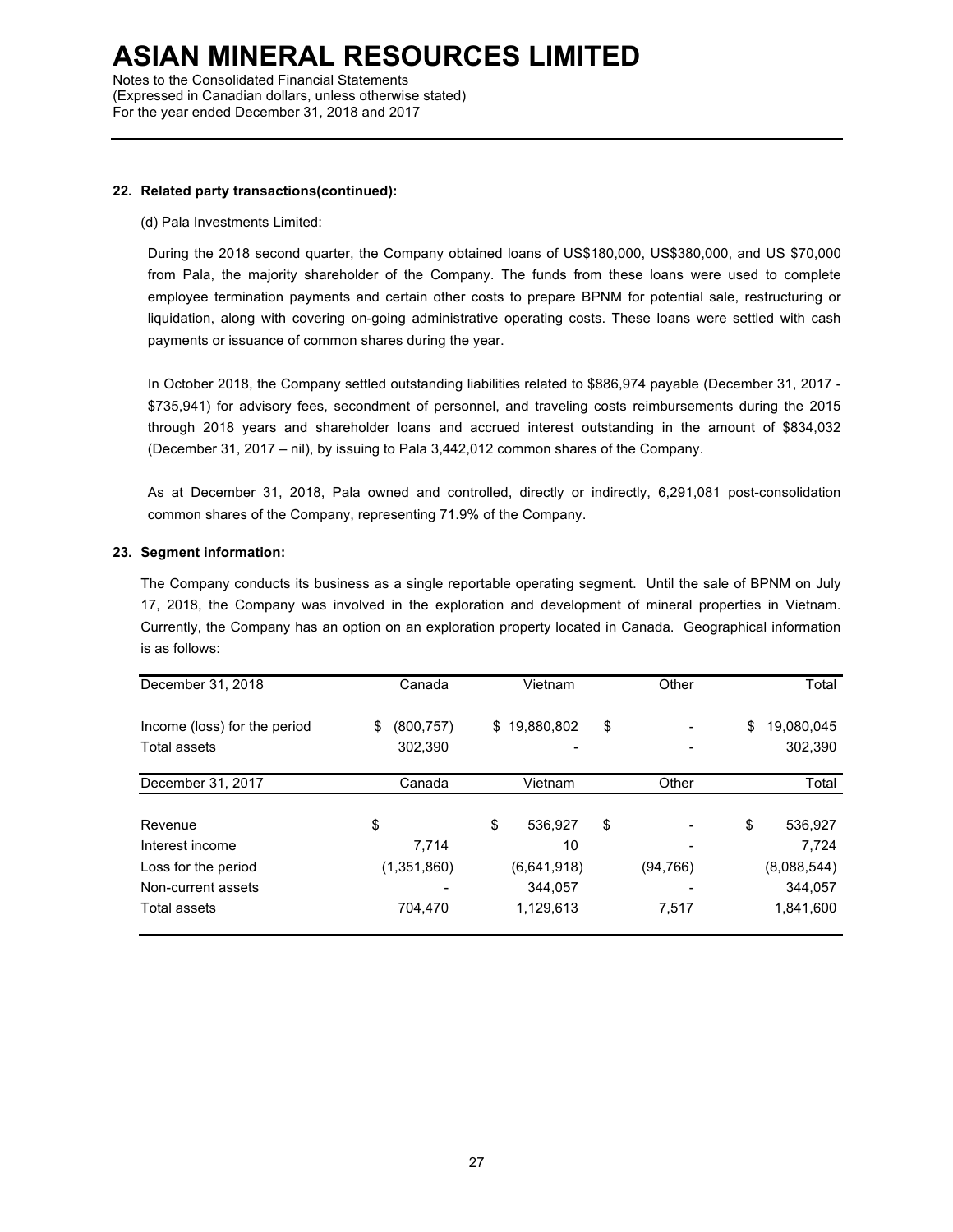## 22. Related party transactions(continued):

(d) Pala Investments Limited:

During the 2018 second quarter, the Company obtained loans of US$180,000, US$380,000, and US $70,000 from Pala, the majority shareholder of the Company. The funds from these loans were used to complete employee termination payments and certain other costs to prepare BPNM for potential sale, restructuring or liquidation, along with covering on-going administrative operating costs. These loans were settled with cash payments or issuance of common shares during the year.

In October 2018, the Company settled outstanding liabilities related to $886,974 payable (December 31, 2017 - $735,941) for advisory fees, secondment of personnel, and traveling costs reimbursements during the 2015 through 2018 years and shareholder loans and accrued interest outstanding in the amount of $834,032 (December 31, 2017 – nil), by issuing to Pala 3,442,012 common shares of the Company.

As at December 31, 2018, Pala owned and controlled, directly or indirectly, 6,291,081 post-consolidation common shares of the Company, representing 71.9% of the Company.

## 23. Segment information:

The Company conducts its business as a single reportable operating segment. Until the sale of BPNM on July 17, 2018, the Company was involved in the exploration and development of mineral properties in Vietnam. Currently, the Company has an option on an exploration property located in Canada. Geographical information is as follows:

| December 31, 2018 | Canada | Vietnam | Other | Total |
|---|---|---|---|---|
| Income (loss) for the period | $ (800,757) | $ 19,880,802 | $ - | $ 19,080,045 |
| Total assets | 302,390 | - | - | 302,390 |

| December 31, 2017 | Canada | Vietnam | Other | Total |
|---|---|---|---|---|
| Revenue | $ | $ 536,927 | $ - | $ 536,927 |
| Interest income | 7,714 | 10 | - | 7,724 |
| Loss for the period | (1,351,860) | (6,641,918) | (94,766) | (8,088,544) |
| Non-current assets | - | 344,057 | - | 344,057 |
| Total assets | 704,470 | 1,129,613 | 7,517 | 1,841,600 |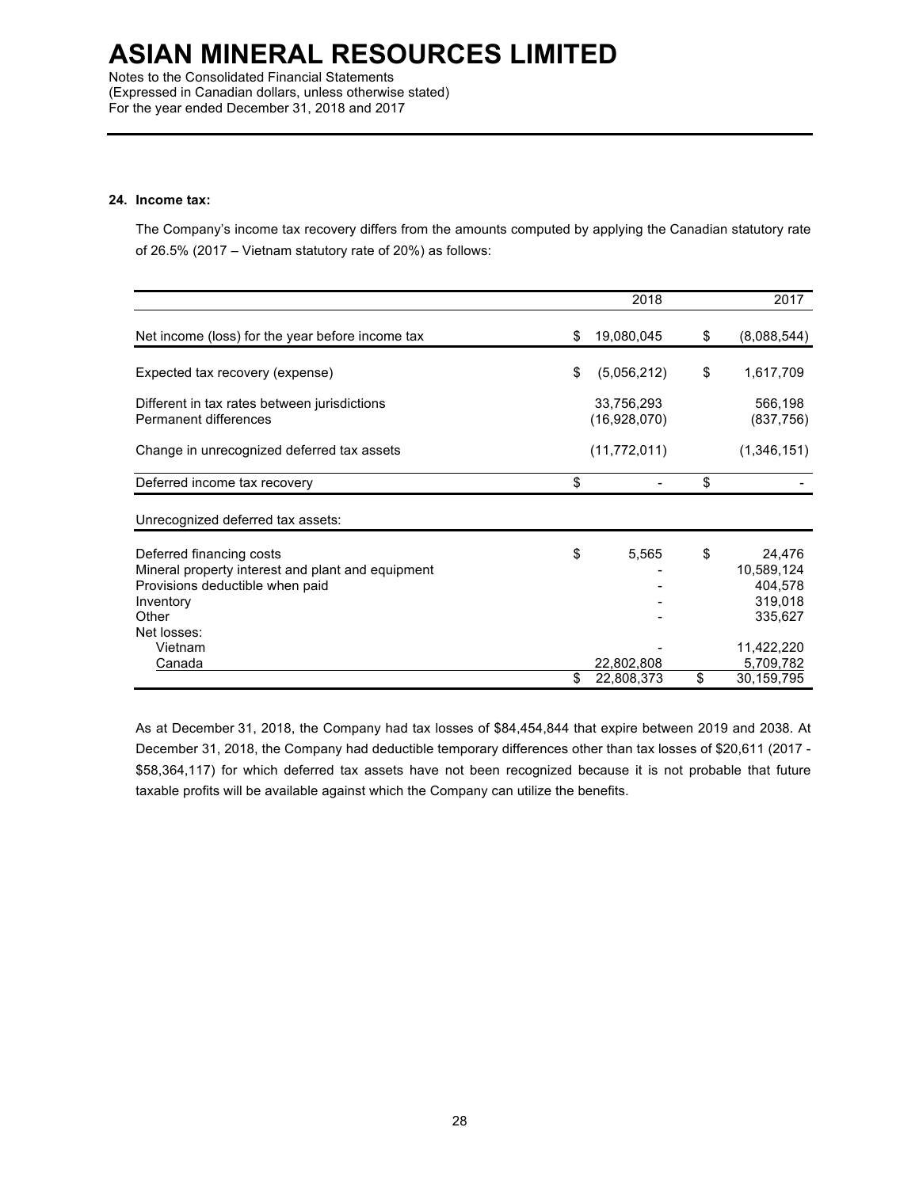### 24. Income tax:

The Company's income tax recovery differs from the amounts computed by applying the Canadian statutory rate of 26.5% (2017 – Vietnam statutory rate of 20%) as follows:

| | 2018 | 2017 |
|---|---|---|
| Net income (loss) for the year before income tax | $ 19,080,045 | $ (8,088,544) |
| Expected tax recovery (expense) | $ (5,056,212) | $ 1,617,709 |
| Different in tax rates between jurisdictions | 33,756,293 | 566,198 |
| Permanent differences | (16,928,070) | (837,756) |
| Change in unrecognized deferred tax assets | (11,772,011) | (1,346,151) |
| Deferred income tax recovery | $ - | $ - |
| Unrecognized deferred tax assets: | | |
| Deferred financing costs | $ 5,565 | $ 24,476 |
| Mineral property interest and plant and equipment | - | 10,589,124 |
| Provisions deductible when paid | - | 404,578 |
| Inventory | - | 319,018 |
| Other | - | 335,627 |
| Net losses: | | |
| Vietnam | - | 11,422,220 |
| Canada | 22,802,808 | 5,709,782 |
| | $ 22,808,373 | $ 30,159,795 |

As at December 31, 2018, the Company had tax losses of $84,454,844 that expire between 2019 and 2038. At December 31, 2018, the Company had deductible temporary differences other than tax losses of $20,611 (2017 - $58,364,117) for which deferred tax assets have not been recognized because it is not probable that future taxable profits will be available against which the Company can utilize the benefits.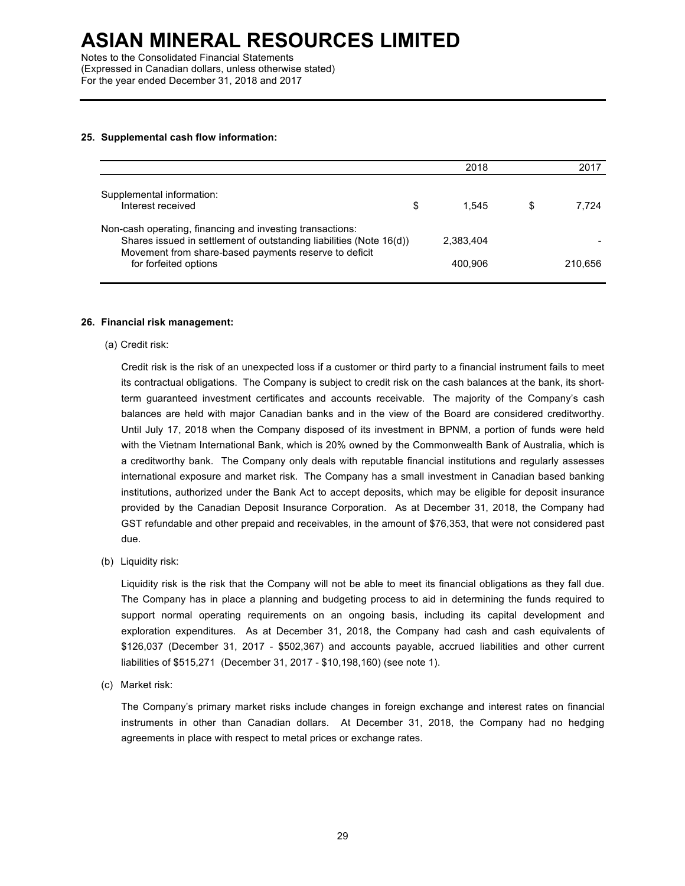## 25. Supplemental cash flow information:

| | | 2018 | | 2017 |
|---|---|---|---|---|
| Supplemental information: | | | | |
| Interest received | $ | 1,545 | $ | 7,724 |
| Non-cash operating, financing and investing transactions: | | | | |
| Shares issued in settlement of outstanding liabilities (Note 16(d)) | | 2,383,404 | | - |
| Movement from share-based payments reserve to deficit for forfeited options | | 400,906 | | 210,656 |

## 26. Financial risk management:

(a) Credit risk:

Credit risk is the risk of an unexpected loss if a customer or third party to a financial instrument fails to meet its contractual obligations. The Company is subject to credit risk on the cash balances at the bank, its short-term guaranteed investment certificates and accounts receivable. The majority of the Company's cash balances are held with major Canadian banks and in the view of the Board are considered creditworthy. Until July 17, 2018 when the Company disposed of its investment in BPNM, a portion of funds were held with the Vietnam International Bank, which is 20% owned by the Commonwealth Bank of Australia, which is a creditworthy bank. The Company only deals with reputable financial institutions and regularly assesses international exposure and market risk. The Company has a small investment in Canadian based banking institutions, authorized under the Bank Act to accept deposits, which may be eligible for deposit insurance provided by the Canadian Deposit Insurance Corporation. As at December 31, 2018, the Company had GST refundable and other prepaid and receivables, in the amount of $76,353, that were not considered past due.

(b) Liquidity risk:

Liquidity risk is the risk that the Company will not be able to meet its financial obligations as they fall due. The Company has in place a planning and budgeting process to aid in determining the funds required to support normal operating requirements on an ongoing basis, including its capital development and exploration expenditures. As at December 31, 2018, the Company had cash and cash equivalents of $126,037 (December 31, 2017 - $502,367) and accounts payable, accrued liabilities and other current liabilities of $515,271 (December 31, 2017 - $10,198,160) (see note 1).

(c) Market risk:

The Company's primary market risks include changes in foreign exchange and interest rates on financial instruments in other than Canadian dollars. At December 31, 2018, the Company had no hedging agreements in place with respect to metal prices or exchange rates.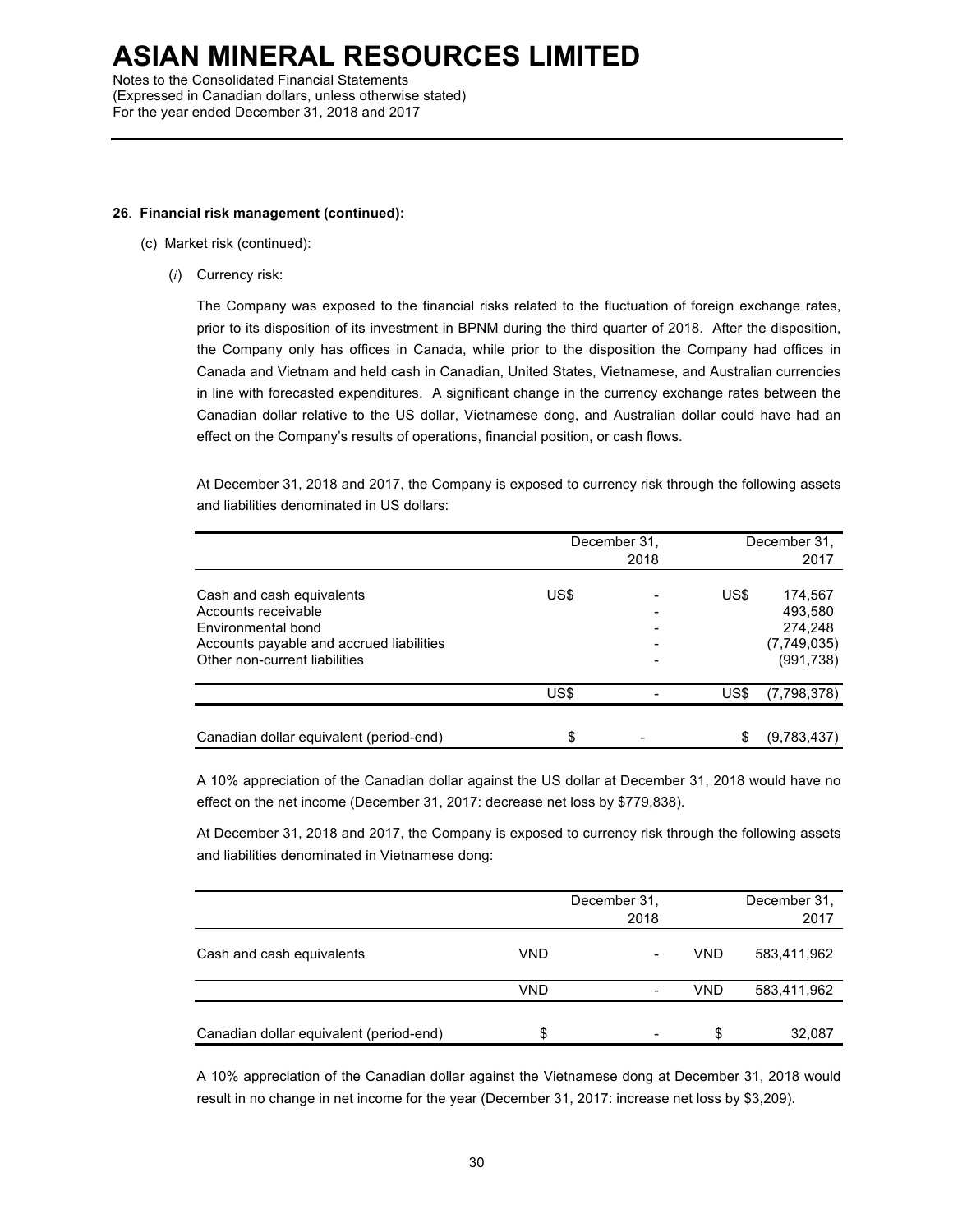# ASIAN MINERAL RESOURCES LIMITED

Notes to the Consolidated Financial Statements
(Expressed in Canadian dollars, unless otherwise stated)
For the year ended December 31, 2018 and 2017

**26. Financial risk management (continued):**

(c) Market risk (continued):

(*i*) Currency risk:

The Company was exposed to the financial risks related to the fluctuation of foreign exchange rates, prior to its disposition of its investment in BPNM during the third quarter of 2018. After the disposition, the Company only has offices in Canada, while prior to the disposition the Company had offices in Canada and Vietnam and held cash in Canadian, United States, Vietnamese, and Australian currencies in line with forecasted expenditures. A significant change in the currency exchange rates between the Canadian dollar relative to the US dollar, Vietnamese dong, and Australian dollar could have had an effect on the Company's results of operations, financial position, or cash flows.

At December 31, 2018 and 2017, the Company is exposed to currency risk through the following assets and liabilities denominated in US dollars:

| | | December 31, 2018 | | December 31, 2017 |
|---|---|---|---|---|
| Cash and cash equivalents | US$ | - | US$ | 174,567 |
| Accounts receivable | | - | | 493,580 |
| Environmental bond | | - | | 274,248 |
| Accounts payable and accrued liabilities | | - | | (7,749,035) |
| Other non-current liabilities | | - | | (991,738) |
| | US$ | - | US$ | (7,798,378) |
| Canadian dollar equivalent (period-end) | $ | - | $ | (9,783,437) |

A 10% appreciation of the Canadian dollar against the US dollar at December 31, 2018 would have no effect on the net income (December 31, 2017: decrease net loss by $779,838).

At December 31, 2018 and 2017, the Company is exposed to currency risk through the following assets and liabilities denominated in Vietnamese dong:

| | | December 31, 2018 | | December 31, 2017 |
|---|---|---|---|---|
| Cash and cash equivalents | VND | - | VND | 583,411,962 |
| | VND | - | VND | 583,411,962 |
| Canadian dollar equivalent (period-end) | $ | - | $ | 32,087 |

A 10% appreciation of the Canadian dollar against the Vietnamese dong at December 31, 2018 would result in no change in net income for the year (December 31, 2017: increase net loss by $3,209).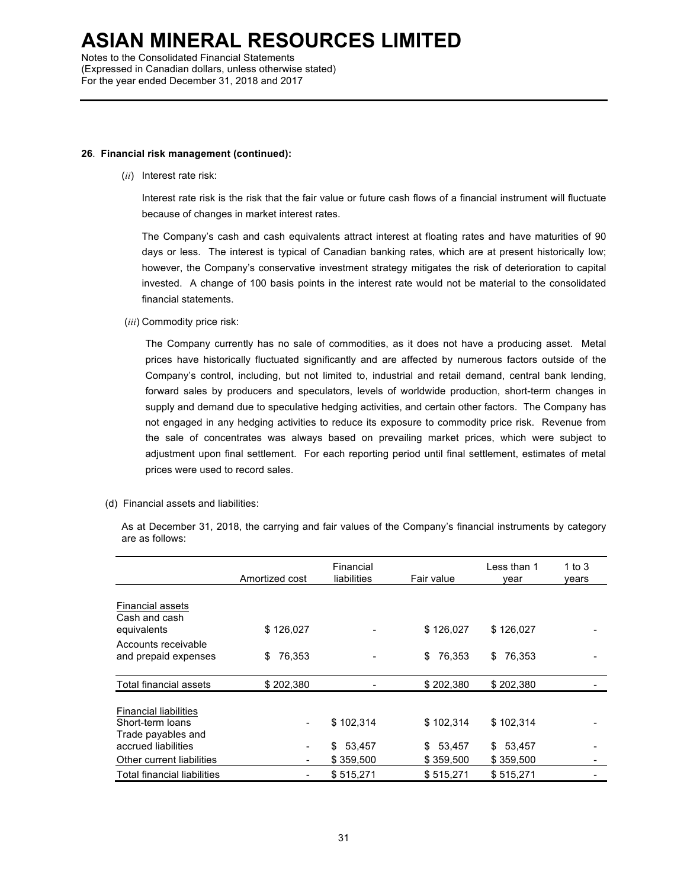**26. Financial risk management (continued):**

(*ii*) Interest rate risk:

Interest rate risk is the risk that the fair value or future cash flows of a financial instrument will fluctuate because of changes in market interest rates.

The Company's cash and cash equivalents attract interest at floating rates and have maturities of 90 days or less. The interest is typical of Canadian banking rates, which are at present historically low; however, the Company's conservative investment strategy mitigates the risk of deterioration to capital invested. A change of 100 basis points in the interest rate would not be material to the consolidated financial statements.

(*iii*) Commodity price risk:

The Company currently has no sale of commodities, as it does not have a producing asset. Metal prices have historically fluctuated significantly and are affected by numerous factors outside of the Company's control, including, but not limited to, industrial and retail demand, central bank lending, forward sales by producers and speculators, levels of worldwide production, short-term changes in supply and demand due to speculative hedging activities, and certain other factors. The Company has not engaged in any hedging activities to reduce its exposure to commodity price risk. Revenue from the sale of concentrates was always based on prevailing market prices, which were subject to adjustment upon final settlement. For each reporting period until final settlement, estimates of metal prices were used to record sales.

(d) Financial assets and liabilities:

As at December 31, 2018, the carrying and fair values of the Company's financial instruments by category are as follows:

| | Amortized cost | Financial liabilities | Fair value | Less than 1 year | 1 to 3 years |
|---|---|---|---|---|---|
| Financial assets | | | | | |
| Cash and cash equivalents | $ 126,027 | - | $ 126,027 | $ 126,027 | - |
| Accounts receivable and prepaid expenses | $ 76,353 | - | $ 76,353 | $ 76,353 | - |
| Total financial assets | $ 202,380 | - | $ 202,380 | $ 202,380 | - |
| Financial liabilities | | | | | |
| Short-term loans | - | $ 102,314 | $ 102,314 | $ 102,314 | - |
| Trade payables and accrued liabilities | - | $ 53,457 | $ 53,457 | $ 53,457 | - |
| Other current liabilities | - | $ 359,500 | $ 359,500 | $ 359,500 | - |
| Total financial liabilities | - | $ 515,271 | $ 515,271 | $ 515,271 | - |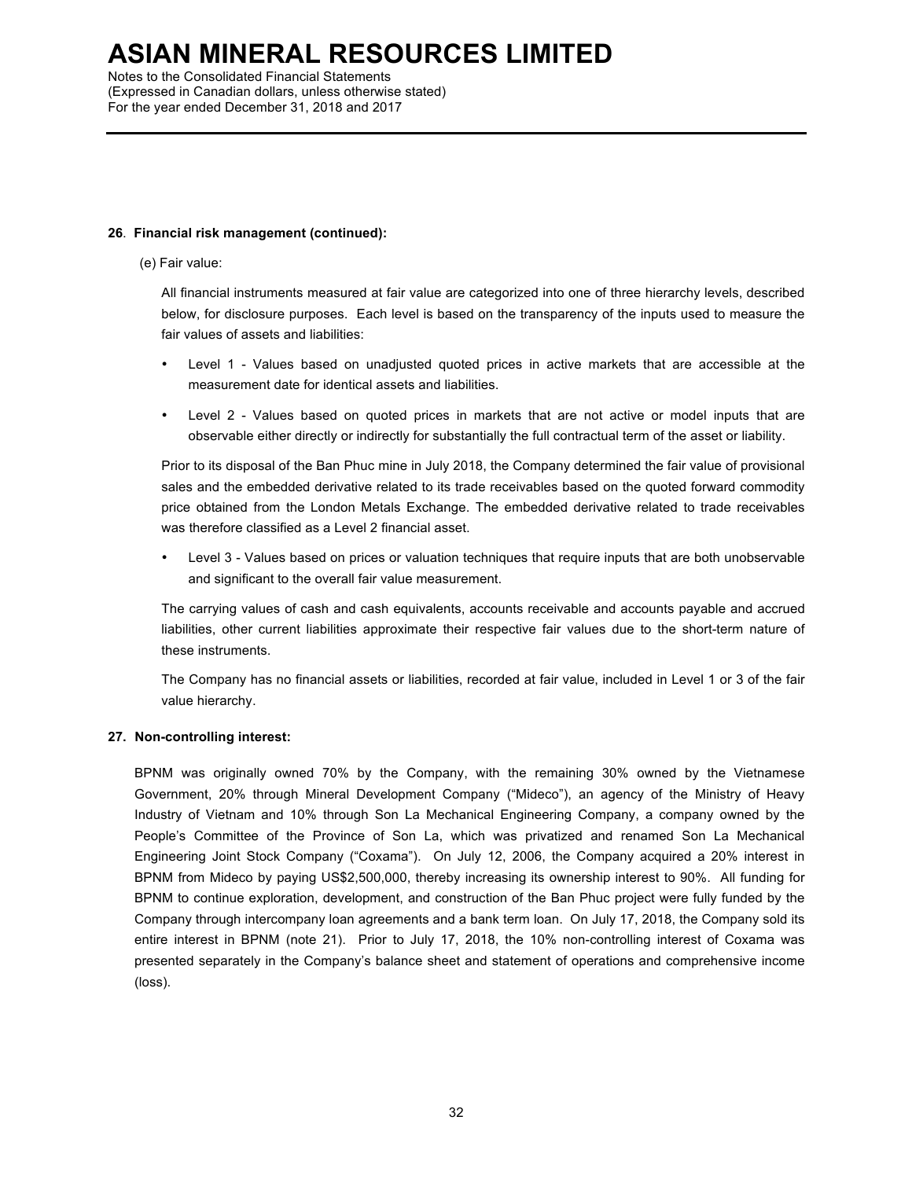**26. Financial risk management (continued):**

(e) Fair value:

All financial instruments measured at fair value are categorized into one of three hierarchy levels, described below, for disclosure purposes. Each level is based on the transparency of the inputs used to measure the fair values of assets and liabilities:

- Level 1 - Values based on unadjusted quoted prices in active markets that are accessible at the measurement date for identical assets and liabilities.
- Level 2 - Values based on quoted prices in markets that are not active or model inputs that are observable either directly or indirectly for substantially the full contractual term of the asset or liability.

Prior to its disposal of the Ban Phuc mine in July 2018, the Company determined the fair value of provisional sales and the embedded derivative related to its trade receivables based on the quoted forward commodity price obtained from the London Metals Exchange. The embedded derivative related to trade receivables was therefore classified as a Level 2 financial asset.

- Level 3 - Values based on prices or valuation techniques that require inputs that are both unobservable and significant to the overall fair value measurement.

The carrying values of cash and cash equivalents, accounts receivable and accounts payable and accrued liabilities, other current liabilities approximate their respective fair values due to the short-term nature of these instruments.

The Company has no financial assets or liabilities, recorded at fair value, included in Level 1 or 3 of the fair value hierarchy.

**27. Non-controlling interest:**

BPNM was originally owned 70% by the Company, with the remaining 30% owned by the Vietnamese Government, 20% through Mineral Development Company ("Mideco"), an agency of the Ministry of Heavy Industry of Vietnam and 10% through Son La Mechanical Engineering Company, a company owned by the People's Committee of the Province of Son La, which was privatized and renamed Son La Mechanical Engineering Joint Stock Company ("Coxama"). On July 12, 2006, the Company acquired a 20% interest in BPNM from Mideco by paying US$2,500,000, thereby increasing its ownership interest to 90%. All funding for BPNM to continue exploration, development, and construction of the Ban Phuc project were fully funded by the Company through intercompany loan agreements and a bank term loan. On July 17, 2018, the Company sold its entire interest in BPNM (note 21). Prior to July 17, 2018, the 10% non-controlling interest of Coxama was presented separately in the Company's balance sheet and statement of operations and comprehensive income (loss).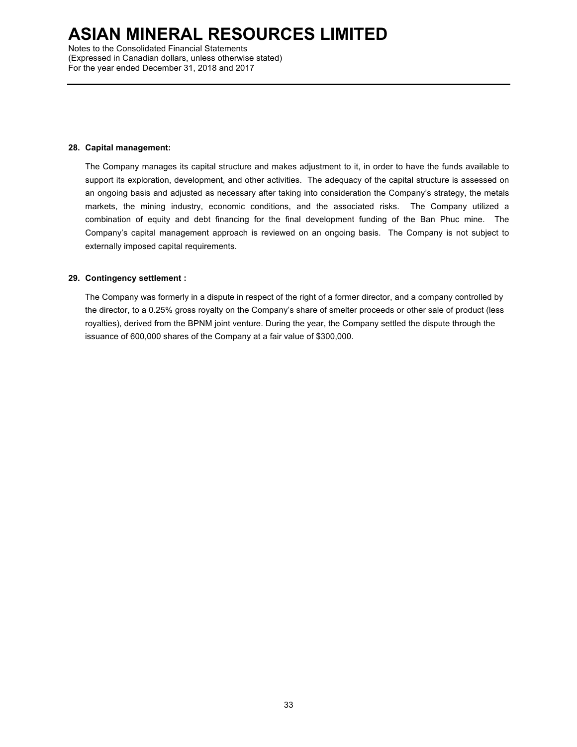## 28. Capital management:

The Company manages its capital structure and makes adjustment to it, in order to have the funds available to support its exploration, development, and other activities. The adequacy of the capital structure is assessed on an ongoing basis and adjusted as necessary after taking into consideration the Company's strategy, the metals markets, the mining industry, economic conditions, and the associated risks. The Company utilized a combination of equity and debt financing for the final development funding of the Ban Phuc mine. The Company's capital management approach is reviewed on an ongoing basis. The Company is not subject to externally imposed capital requirements.

## 29. Contingency settlement :

The Company was formerly in a dispute in respect of the right of a former director, and a company controlled by the director, to a 0.25% gross royalty on the Company's share of smelter proceeds or other sale of product (less royalties), derived from the BPNM joint venture. During the year, the Company settled the dispute through the issuance of 600,000 shares of the Company at a fair value of $300,000.